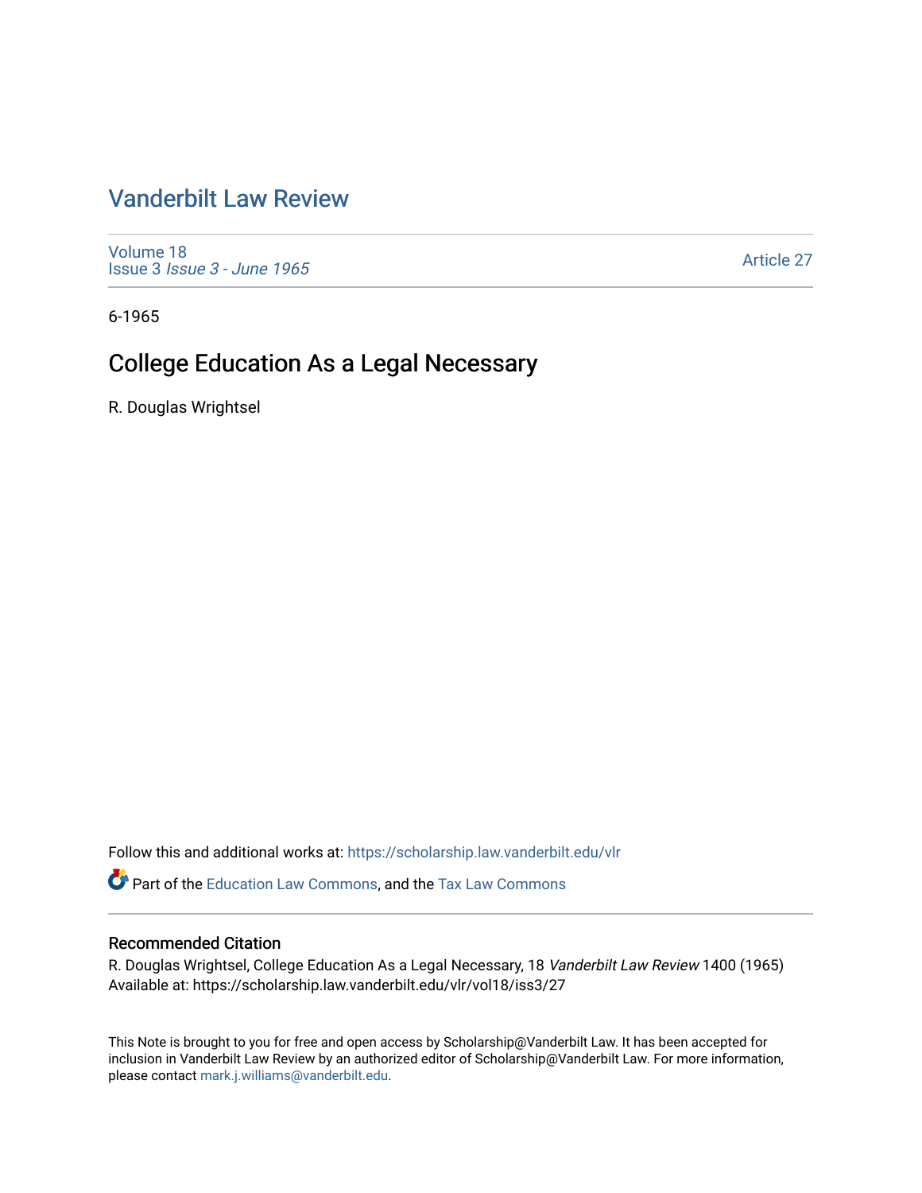# Vanderbilt Law Review

Volume 18
Issue 3 *Issue 3 - June 1965*

Article 27

6-1965

## College Education As a Legal Necessary

R. Douglas Wrightsel

Follow this and additional works at: https://scholarship.law.vanderbilt.edu/vlr

Part of the Education Law Commons, and the Tax Law Commons

### Recommended Citation

R. Douglas Wrightsel, College Education As a Legal Necessary, 18 *Vanderbilt Law Review* 1400 (1965)
Available at: https://scholarship.law.vanderbilt.edu/vlr/vol18/iss3/27

This Note is brought to you for free and open access by Scholarship@Vanderbilt Law. It has been accepted for inclusion in Vanderbilt Law Review by an authorized editor of Scholarship@Vanderbilt Law. For more information, please contact mark.j.williams@vanderbilt.edu.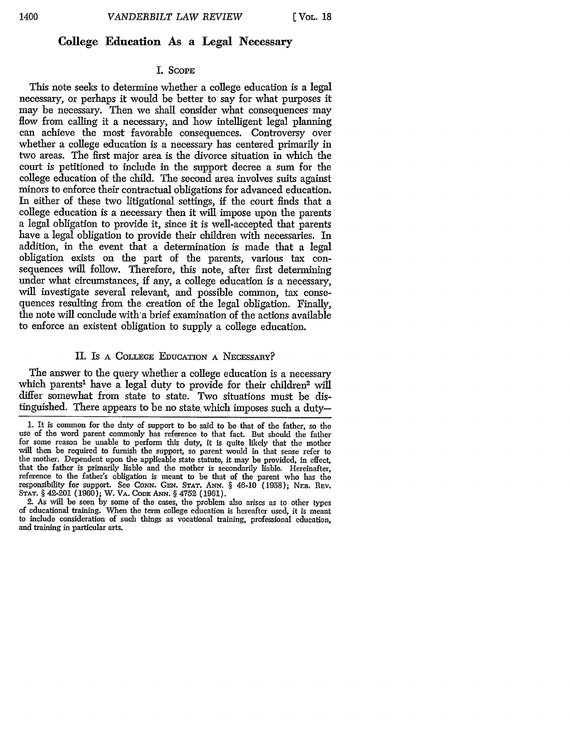## College Education As a Legal Necessary

### I. Scope

This note seeks to determine whether a college education is a legal necessary, or perhaps it would be better to say for what purposes it may be necessary. Then we shall consider what consequences may flow from calling it a necessary, and how intelligent legal planning can achieve the most favorable consequences. Controversy over whether a college education is a necessary has centered primarily in two areas. The first major area is the divorce situation in which the court is petitioned to include in the support decree a sum for the college education of the child. The second area involves suits against minors to enforce their contractual obligations for advanced education. In either of these two litigational settings, if the court finds that a college education is a necessary then it will impose upon the parents a legal obligation to provide it, since it is well-accepted that parents have a legal obligation to provide their children with necessaries. In addition, in the event that a determination is made that a legal obligation exists on the part of the parents, various tax consequences will follow. Therefore, this note, after first determining under what circumstances, if any, a college education is a necessary, will investigate several relevant, and possible common, tax consequences resulting from the creation of the legal obligation. Finally, the note will conclude with a brief examination of the actions available to enforce an existent obligation to supply a college education.

### II. Is a College Education a Necessary?

The answer to the query whether a college education is a necessary which parents[1] have a legal duty to provide for their children[2] will differ somewhat from state to state. Two situations must be distinguished. There appears to be no state which imposes such a duty—

1. It is common for the duty of support to be said to be that of the father, so the use of the word parent commonly has reference to that fact. But should the father for some reason be unable to perform this duty, it is quite likely that the mother will then be required to furnish the support, so parent would in that sense refer to the mother. Dependent upon the applicable state statute, it may be provided, in effect, that the father is primarily liable and the mother is secondarily liable. Hereinafter, reference to the father's obligation is meant to be that of the parent who has the responsibility for support. See CONN. GEN. STAT. ANN. § 46-10 (1958); NEB. REV. STAT. § 42-201 (1960); W. VA. CODE ANN. § 4752 (1961).

2. As will be seen by some of the cases, the problem also arises as to other types of educational training. When the term college education is hereafter used, it is meant to include consideration of such things as vocational training, professional education, and training in particular arts.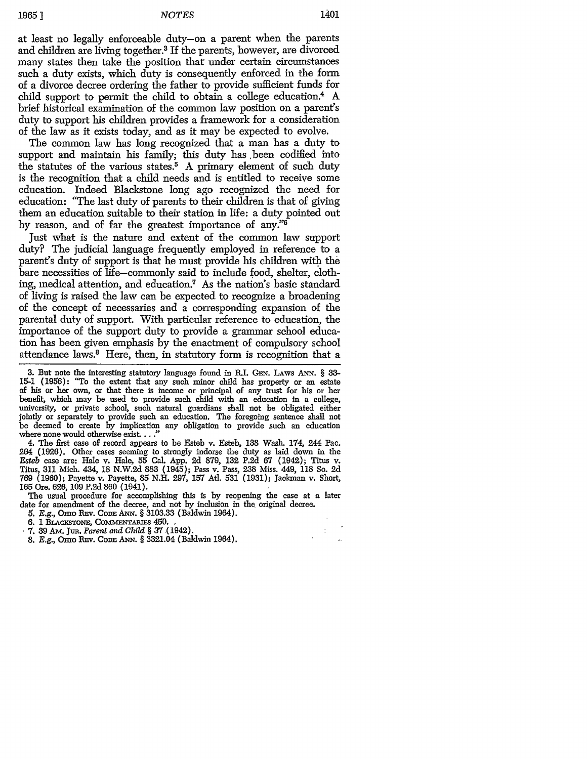at least no legally enforceable duty—on a parent when the parents and children are living together.[3] If the parents, however, are divorced many states then take the position that under certain circumstances such a duty exists, which duty is consequently enforced in the form of a divorce decree ordering the father to provide sufficient funds for child support to permit the child to obtain a college education.[4] A brief historical examination of the common law position on a parent's duty to support his children provides a framework for a consideration of the law as it exists today, and as it may be expected to evolve.

The common law has long recognized that a man has a duty to support and maintain his family; this duty has been codified into the statutes of the various states.[5] A primary element of such duty is the recognition that a child needs and is entitled to receive some education. Indeed Blackstone long ago recognized the need for education: "The last duty of parents to their children is that of giving them an education suitable to their station in life: a duty pointed out by reason, and of far the greatest importance of any."[6]

Just what is the nature and extent of the common law support duty? The judicial language frequently employed in reference to a parent's duty of support is that he must provide his children with the bare necessities of life—commonly said to include food, shelter, clothing, medical attention, and education.[7] As the nation's basic standard of living is raised the law can be expected to recognize a broadening of the concept of necessaries and a corresponding expansion of the parental duty of support. With particular reference to education, the importance of the support duty to provide a grammar school education has been given emphasis by the enactment of compulsory school attendance laws.[8] Here, then, in statutory form is recognition that a

---

3. But note the interesting statutory language found in R.I. GEN. LAWS ANN. § 33-15-1 (1956): "To the extent that any such minor child has property or an estate of his or her own, or that there is income or principal of any trust for his or her benefit, which may be used to provide such child with an education in a college, university, or private school, such natural guardians shall not be obligated either jointly or separately to provide such an education. The foregoing sentence shall not be deemed to create by implication any obligation to provide such an education where none would otherwise exist. . . ."

4. The first case of record appears to be Esteb v. Esteb, 138 Wash. 174, 244 Pac. 264 (1926). Other cases seeming to strongly indorse the duty as laid down in the *Esteb* case are: Hale v. Hale, 55 Cal. App. 2d 879, 132 P.2d 67 (1942); Titus v. Titus, 311 Mich. 434, 18 N.W.2d 883 (1945); Pass v. Pass, 238 Miss. 449, 118 So. 2d 769 (1960); Payette v. Payette, 85 N.H. 297, 157 Atl. 531 (1931); Jackman v. Short, 165 Ore. 626, 109 P.2d 860 (1941).

The usual procedure for accomplishing this is by reopening the case at a later date for amendment of the decree, and not by inclusion in the original decree.

5. *E.g.*, OHIO REV. CODE ANN. § 3103.33 (Baldwin 1964).

6. 1 BLACKSTONE, COMMENTARIES 450.

7. 39 AM. JUR. *Parent and Child* § 37 (1942).

8. *E.g.*, OHIO REV. CODE ANN. § 3321.04 (Baldwin 1964).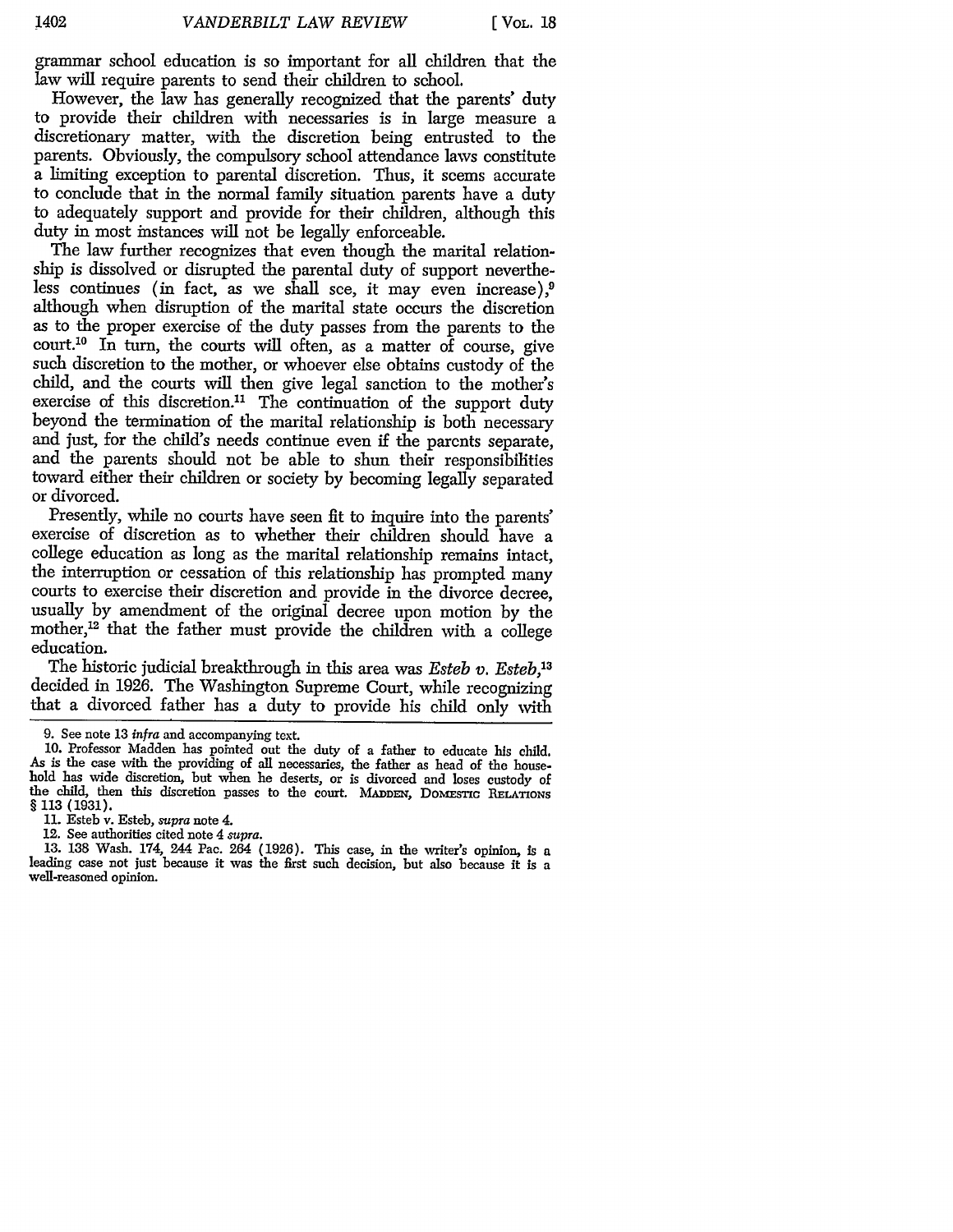grammar school education is so important for all children that the law will require parents to send their children to school.

However, the law has generally recognized that the parents' duty to provide their children with necessaries is in large measure a discretionary matter, with the discretion being entrusted to the parents. Obviously, the compulsory school attendance laws constitute a limiting exception to parental discretion. Thus, it seems accurate to conclude that in the normal family situation parents have a duty to adequately support and provide for their children, although this duty in most instances will not be legally enforceable.

The law further recognizes that even though the marital relationship is dissolved or disrupted the parental duty of support nevertheless continues (in fact, as we shall see, it may even increase),[9] although when disruption of the marital state occurs the discretion as to the proper exercise of the duty passes from the parents to the court.[10] In turn, the courts will often, as a matter of course, give such discretion to the mother, or whoever else obtains custody of the child, and the courts will then give legal sanction to the mother's exercise of this discretion.[11] The continuation of the support duty beyond the termination of the marital relationship is both necessary and just, for the child's needs continue even if the parents separate, and the parents should not be able to shun their responsibilities toward either their children or society by becoming legally separated or divorced.

Presently, while no courts have seen fit to inquire into the parents' exercise of discretion as to whether their children should have a college education as long as the marital relationship remains intact, the interruption or cessation of this relationship has prompted many courts to exercise their discretion and provide in the divorce decree, usually by amendment of the original decree upon motion by the mother,[12] that the father must provide the children with a college education.

The historic judicial breakthrough in this area was *Esteb v. Esteb*,[13] decided in 1926. The Washington Supreme Court, while recognizing that a divorced father has a duty to provide his child only with

---

9. See note 13 *infra* and accompanying text.

10. Professor Madden has pointed out the duty of a father to educate his child. As is the case with the providing of all necessaries, the father as head of the household has wide discretion, but when he deserts, or is divorced and loses custody of the child, then this discretion passes to the court. MADDEN, DOMESTIC RELATIONS § 113 (1931).

11. Esteb v. Esteb, *supra* note 4.

12. See authorities cited note 4 *supra*.

13. 138 Wash. 174, 244 Pac. 264 (1926). This case, in the writer's opinion, is a leading case not just because it was the first such decision, but also because it is a well-reasoned opinion.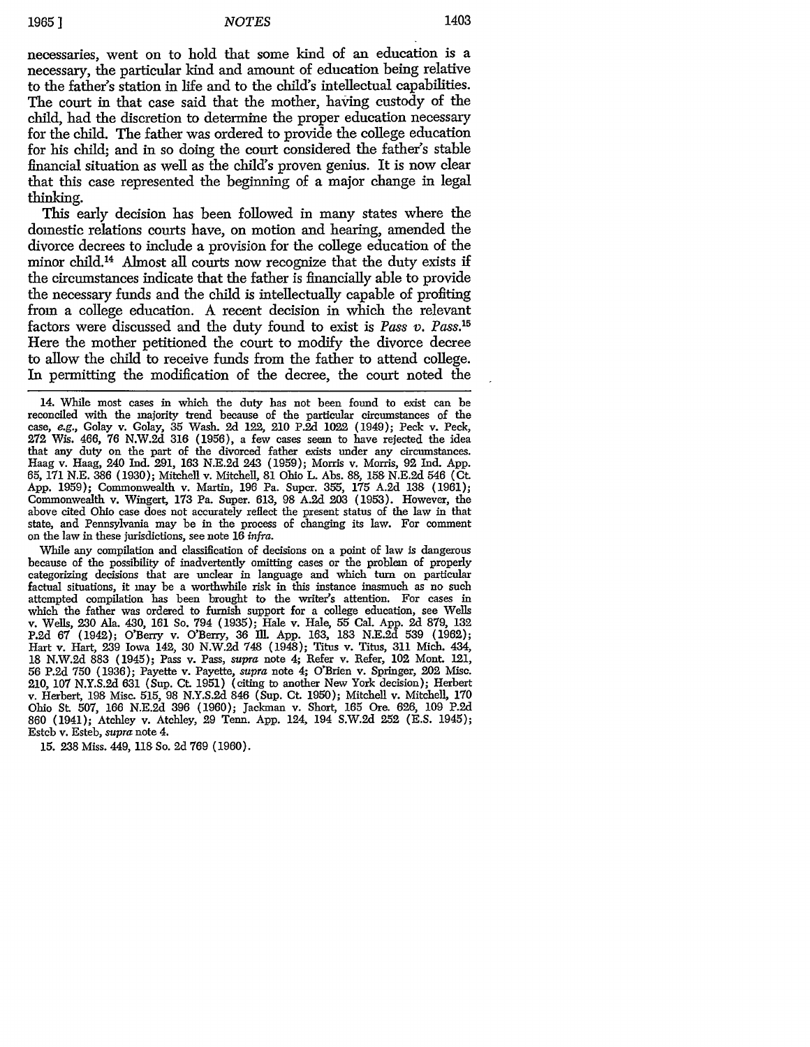necessaries, went on to hold that some kind of an education is a necessary, the particular kind and amount of education being relative to the father's station in life and to the child's intellectual capabilities. The court in that case said that the mother, having custody of the child, had the discretion to determine the proper education necessary for the child. The father was ordered to provide the college education for his child; and in so doing the court considered the father's stable financial situation as well as the child's proven genius. It is now clear that this case represented the beginning of a major change in legal thinking.

This early decision has been followed in many states where the domestic relations courts have, on motion and hearing, amended the divorce decrees to include a provision for the college education of the minor child.[14] Almost all courts now recognize that the duty exists if the circumstances indicate that the father is financially able to provide the necessary funds and the child is intellectually capable of profiting from a college education. A recent decision in which the relevant factors were discussed and the duty found to exist is *Pass v. Pass*.[15] Here the mother petitioned the court to modify the divorce decree to allow the child to receive funds from the father to attend college. In permitting the modification of the decree, the court noted the

14. While most cases in which the duty has not been found to exist can be reconciled with the majority trend because of the particular circumstances of the case, *e.g.*, Golay v. Golay, 35 Wash. 2d 122, 210 P.2d 1022 (1949); Peck v. Peck, 272 Wis. 466, 76 N.W.2d 316 (1956), a few cases seem to have rejected the idea that any duty on the part of the divorced father exists under any circumstances. Haag v. Haag, 240 Ind. 291, 163 N.E.2d 243 (1959); Morris v. Morris, 92 Ind. App. 65, 171 N.E. 386 (1930); Mitchell v. Mitchell, 81 Ohio L. Abs. 88, 158 N.E.2d 546 (Ct. App. 1959); Commonwealth v. Martin, 196 Pa. Super. 355, 175 A.2d 138 (1961); Commonwealth v. Wingert, 173 Pa. Super. 613, 98 A.2d 203 (1953). However, the above cited Ohio case does not accurately reflect the present status of the law in that state, and Pennsylvania may be in the process of changing its law. For comment on the law in these jurisdictions, see note 16 *infra*.

While any compilation and classification of decisions on a point of law is dangerous because of the possibility of inadvertently omitting cases or the problem of properly categorizing decisions that are unclear in language and which turn on particular factual situations, it may be a worthwhile risk in this instance inasmuch as no such attempted compilation has been brought to the writer's attention. For cases in which the father was ordered to furnish support for a college education, see Wells v. Wells, 230 Ala. 430, 161 So. 794 (1935); Hale v. Hale, 55 Cal. App. 2d 879, 132 P.2d 67 (1942); O'Berry v. O'Berry, 36 Ill. App. 163, 183 N.E.2d 539 (1962); Hart v. Hart, 239 Iowa 142, 30 N.W.2d 748 (1948); Titus v. Titus, 311 Mich. 434, 18 N.W.2d 883 (1945); Pass v. Pass, *supra* note 4; Refer v. Refer, 102 Mont. 121, 56 P.2d 750 (1936); Payette v. Payette, *supra* note 4; O'Brien v. Springer, 202 Misc. 210, 107 N.Y.S.2d 631 (Sup. Ct. 1951) (citing to another New York decision); Herbert v. Herbert, 198 Misc. 515, 98 N.Y.S.2d 846 (Sup. Ct. 1950); Mitchell v. Mitchell, 170 Ohio St. 507, 166 N.E.2d 396 (1960); Jackman v. Short, 165 Ore. 626, 109 P.2d 860 (1941); Atchley v. Atchley, 29 Tenn. App. 124, 194 S.W.2d 252 (E.S. 1945); Esteb v. Esteb, *supra* note 4.

15. 238 Miss. 449, 118 So. 2d 769 (1960).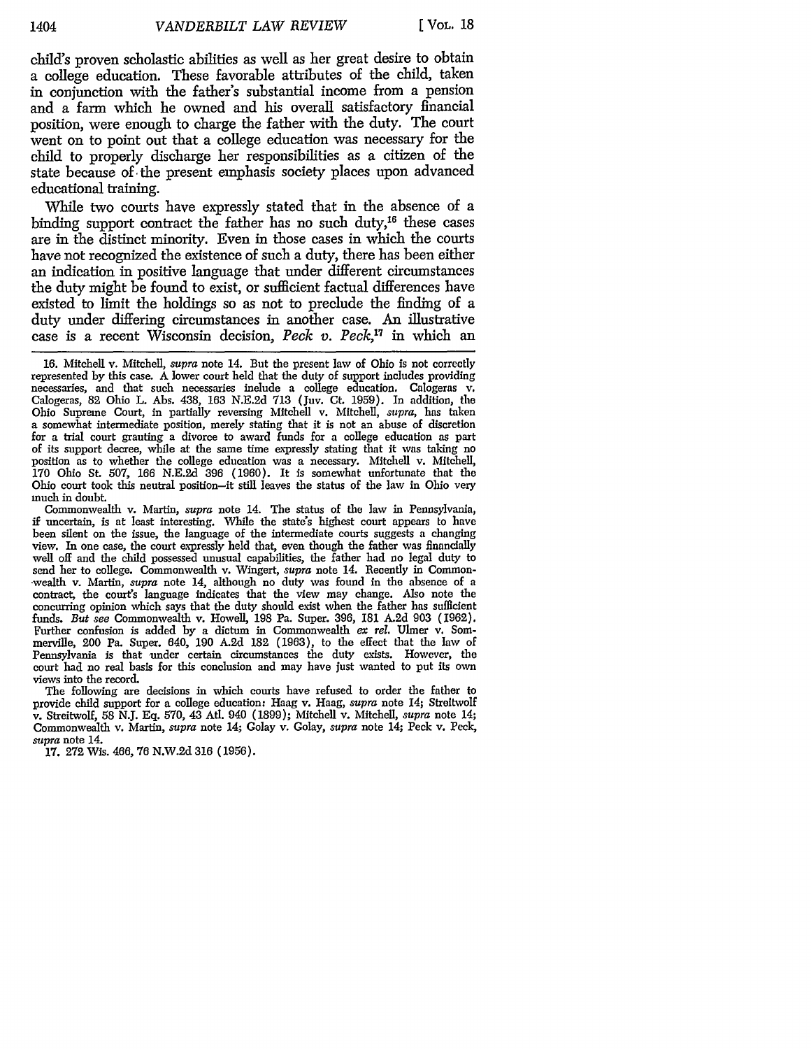child's proven scholastic abilities as well as her great desire to obtain a college education. These favorable attributes of the child, taken in conjunction with the father's substantial income from a pension and a farm which he owned and his overall satisfactory financial position, were enough to charge the father with the duty. The court went on to point out that a college education was necessary for the child to properly discharge her responsibilities as a citizen of the state because of the present emphasis society places upon advanced educational training.

While two courts have expressly stated that in the absence of a binding support contract the father has no such duty,[16] these cases are in the distinct minority. Even in those cases in which the courts have not recognized the existence of such a duty, there has been either an indication in positive language that under different circumstances the duty might be found to exist, or sufficient factual differences have existed to limit the holdings so as not to preclude the finding of a duty under differing circumstances in another case. An illustrative case is a recent Wisconsin decision, *Peck v. Peck*,[17] in which an

16. Mitchell v. Mitchell, *supra* note 14. But the present law of Ohio is not correctly represented by this case. A lower court held that the duty of support includes providing necessaries, and that such necessaries include a college education. Calogeras v. Calogeras, 82 Ohio L. Abs. 438, 163 N.E.2d 713 (Juv. Ct. 1959). In addition, the Ohio Supreme Court, in partially reversing Mitchell v. Mitchell, *supra*, has taken a somewhat intermediate position, merely stating that it is not an abuse of discretion for a trial court granting a divorce to award funds for a college education as part of its support decree, while at the same time expressly stating that it was taking no position as to whether the college education was a necessary. Mitchell v. Mitchell, 170 Ohio St. 507, 166 N.E.2d 396 (1960). It is somewhat unfortunate that the Ohio court took this neutral position—it still leaves the status of the law in Ohio very much in doubt.

Commonwealth v. Martin, *supra* note 14. The status of the law in Pennsylvania, if uncertain, is at least interesting. While the state's highest court appears to have been silent on the issue, the language of the intermediate courts suggests a changing view. In one case, the court expressly held that, even though the father was financially well off and the child possessed unusual capabilities, the father had no legal duty to send her to college. Commonwealth v. Wingert, *supra* note 14. Recently in Commonwealth v. Martin, *supra* note 14, although no duty was found in the absence of a contract, the court's language indicates that the view may change. Also note the concurring opinion which says that the duty should exist when the father has sufficient funds. *But see* Commonwealth v. Howell, 198 Pa. Super. 396, 181 A.2d 903 (1962). Further confusion is added by a dictum in Commonwealth *ex rel.* Ulmer v. Sommerville, 200 Pa. Super. 640, 190 A.2d 182 (1963), to the effect that the law of Pennsylvania is that under certain circumstances the duty exists. However, the court had no real basis for this conclusion and may have just wanted to put its own views into the record.

The following are decisions in which courts have refused to order the father to provide child support for a college education: Haag v. Haag, *supra* note 14; Streitwolf v. Streitwolf, 58 N.J. Eq. 570, 43 Atl. 940 (1899); Mitchell v. Mitchell, *supra* note 14; Commonwealth v. Martin, *supra* note 14; Golay v. Golay, *supra* note 14; Peck v. Peck, *supra* note 14.

17. 272 Wis. 466, 76 N.W.2d 316 (1956).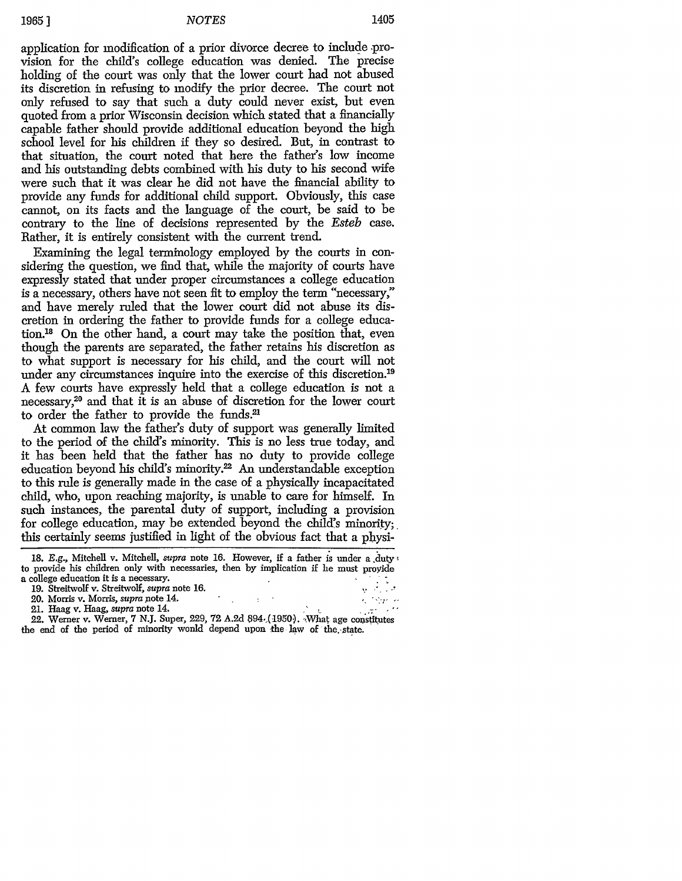application for modification of a prior divorce decree to include provision for the child's college education was denied. The precise holding of the court was only that the lower court had not abused its discretion in refusing to modify the prior decree. The court not only refused to say that such a duty could never exist, but even quoted from a prior Wisconsin decision which stated that a financially capable father should provide additional education beyond the high school level for his children if they so desired. But, in contrast to that situation, the court noted that here the father's low income and his outstanding debts combined with his duty to his second wife were such that it was clear he did not have the financial ability to provide any funds for additional child support. Obviously, this case cannot, on its facts and the language of the court, be said to be contrary to the line of decisions represented by the *Esteb* case. Rather, it is entirely consistent with the current trend.

Examining the legal terminology employed by the courts in considering the question, we find that, while the majority of courts have expressly stated that under proper circumstances a college education is a necessary, others have not seen fit to employ the term "necessary," and have merely ruled that the lower court did not abuse its discretion in ordering the father to provide funds for a college education.[18] On the other hand, a court may take the position that, even though the parents are separated, the father retains his discretion as to what support is necessary for his child, and the court will not under any circumstances inquire into the exercise of this discretion.[19] A few courts have expressly held that a college education is not a necessary,[20] and that it is an abuse of discretion for the lower court to order the father to provide the funds.[21]

At common law the father's duty of support was generally limited to the period of the child's minority. This is no less true today, and it has been held that the father has no duty to provide college education beyond his child's minority.[22] An understandable exception to this rule is generally made in the case of a physically incapacitated child, who, upon reaching majority, is unable to care for himself. In such instances, the parental duty of support, including a provision for college education, may be extended beyond the child's minority; this certainly seems justified in light of the obvious fact that a physi-

---

18. *E.g.*, Mitchell v. Mitchell, *supra* note 16. However, if a father is under a duty to provide his children only with necessaries, then by implication if he must provide a college education it is a necessary.

19. Streitwolf v. Streitwolf, *supra* note 16.

20. Morris v. Morris, *supra* note 14.

21. Haag v. Haag, *supra* note 14.

22. Werner v. Werner, 7 N.J. Super, 229, 72 A.2d 894 (1950). What age constitutes the end of the period of minority would depend upon the law of the state.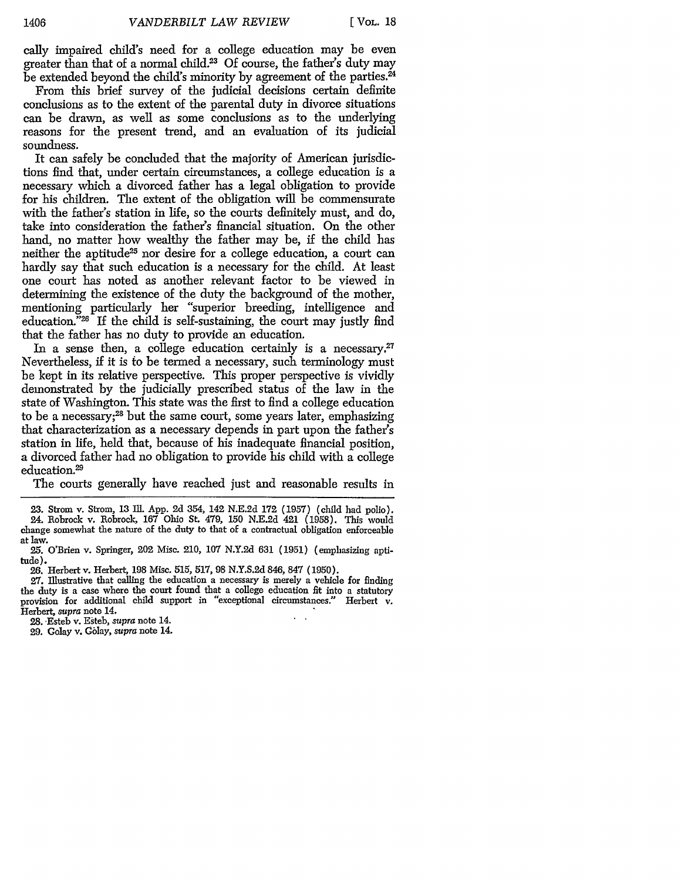cally impaired child's need for a college education may be even greater than that of a normal child.[23] Of course, the father's duty may be extended beyond the child's minority by agreement of the parties.[24]

From this brief survey of the judicial decisions certain definite conclusions as to the extent of the parental duty in divorce situations can be drawn, as well as some conclusions as to the underlying reasons for the present trend, and an evaluation of its judicial soundness.

It can safely be concluded that the majority of American jurisdictions find that, under certain circumstances, a college education is a necessary which a divorced father has a legal obligation to provide for his children. The extent of the obligation will be commensurate with the father's station in life, so the courts definitely must, and do, take into consideration the father's financial situation. On the other hand, no matter how wealthy the father may be, if the child has neither the aptitude[25] nor desire for a college education, a court can hardly say that such education is a necessary for the child. At least one court has noted as another relevant factor to be viewed in determining the existence of the duty the background of the mother, mentioning particularly her "superior breeding, intelligence and education."[26] If the child is self-sustaining, the court may justly find that the father has no duty to provide an education.

In a sense then, a college education certainly is a necessary.[27] Nevertheless, if it is to be termed a necessary, such terminology must be kept in its relative perspective. This proper perspective is vividly demonstrated by the judicially prescribed status of the law in the state of Washington. This state was the first to find a college education to be a necessary;[28] but the same court, some years later, emphasizing that characterization as a necessary depends in part upon the father's station in life, held that, because of his inadequate financial position, a divorced father had no obligation to provide his child with a college education.[29]

The courts generally have reached just and reasonable results in

---

23. Strom v. Strom, 13 Ill. App. 2d 354, 142 N.E.2d 172 (1957) (child had polio).

24. Robrock v. Robrock, 167 Ohio St. 479, 150 N.E.2d 421 (1958). This would change somewhat the nature of the duty to that of a contractual obligation enforceable at law.

25. O'Brien v. Springer, 202 Misc. 210, 107 N.Y.2d 631 (1951) (emphasizing aptitude).

26. Herbert v. Herbert, 198 Misc. 515, 517, 98 N.Y.S.2d 846, 847 (1950).

27. Illustrative that calling the education a necessary is merely a vehicle for finding the duty is a case where the court found that a college education fit into a statutory provision for additional child support in "exceptional circumstances." Herbert v. Herbert, *supra* note 14.

28. Esteb v. Esteb, *supra* note 14.

29. Golay v. Golay, *supra* note 14.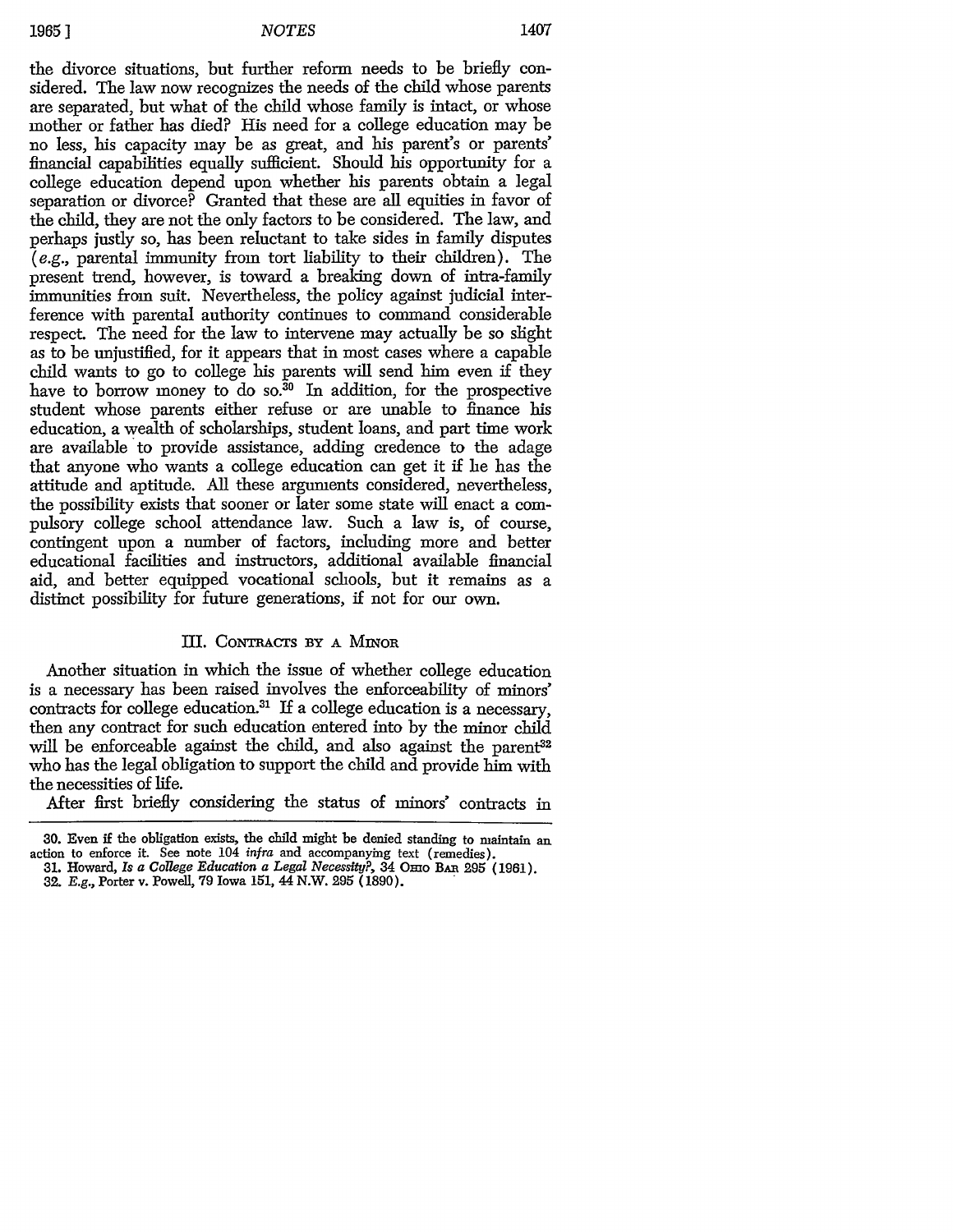the divorce situations, but further reform needs to be briefly considered. The law now recognizes the needs of the child whose parents are separated, but what of the child whose family is intact, or whose mother or father has died? His need for a college education may be no less, his capacity may be as great, and his parent's or parents' financial capabilities equally sufficient. Should his opportunity for a college education depend upon whether his parents obtain a legal separation or divorce? Granted that these are all equities in favor of the child, they are not the only factors to be considered. The law, and perhaps justly so, has been reluctant to take sides in family disputes (*e.g.*, parental immunity from tort liability to their children). The present trend, however, is toward a breaking down of intra-family immunities from suit. Nevertheless, the policy against judicial interference with parental authority continues to command considerable respect. The need for the law to intervene may actually be so slight as to be unjustified, for it appears that in most cases where a capable child wants to go to college his parents will send him even if they have to borrow money to do so.[30] In addition, for the prospective student whose parents either refuse or are unable to finance his education, a wealth of scholarships, student loans, and part time work are available to provide assistance, adding credence to the adage that anyone who wants a college education can get it if he has the attitude and aptitude. All these arguments considered, nevertheless, the possibility exists that sooner or later some state will enact a compulsory college school attendance law. Such a law is, of course, contingent upon a number of factors, including more and better educational facilities and instructors, additional available financial aid, and better equipped vocational schools, but it remains as a distinct possibility for future generations, if not for our own.

## III. Contracts by a Minor

Another situation in which the issue of whether college education is a necessary has been raised involves the enforceability of minors' contracts for college education.[31] If a college education is a necessary, then any contract for such education entered into by the minor child will be enforceable against the child, and also against the parent[32] who has the legal obligation to support the child and provide him with the necessities of life.

After first briefly considering the status of minors' contracts in

---

30. Even if the obligation exists, the child might be denied standing to maintain an action to enforce it. See note 104 *infra* and accompanying text (remedies).

31. Howard, *Is a College Education a Legal Necessity?*, 34 Ohio Bar 295 (1961).

32. *E.g.*, Porter v. Powell, 79 Iowa 151, 44 N.W. 295 (1890).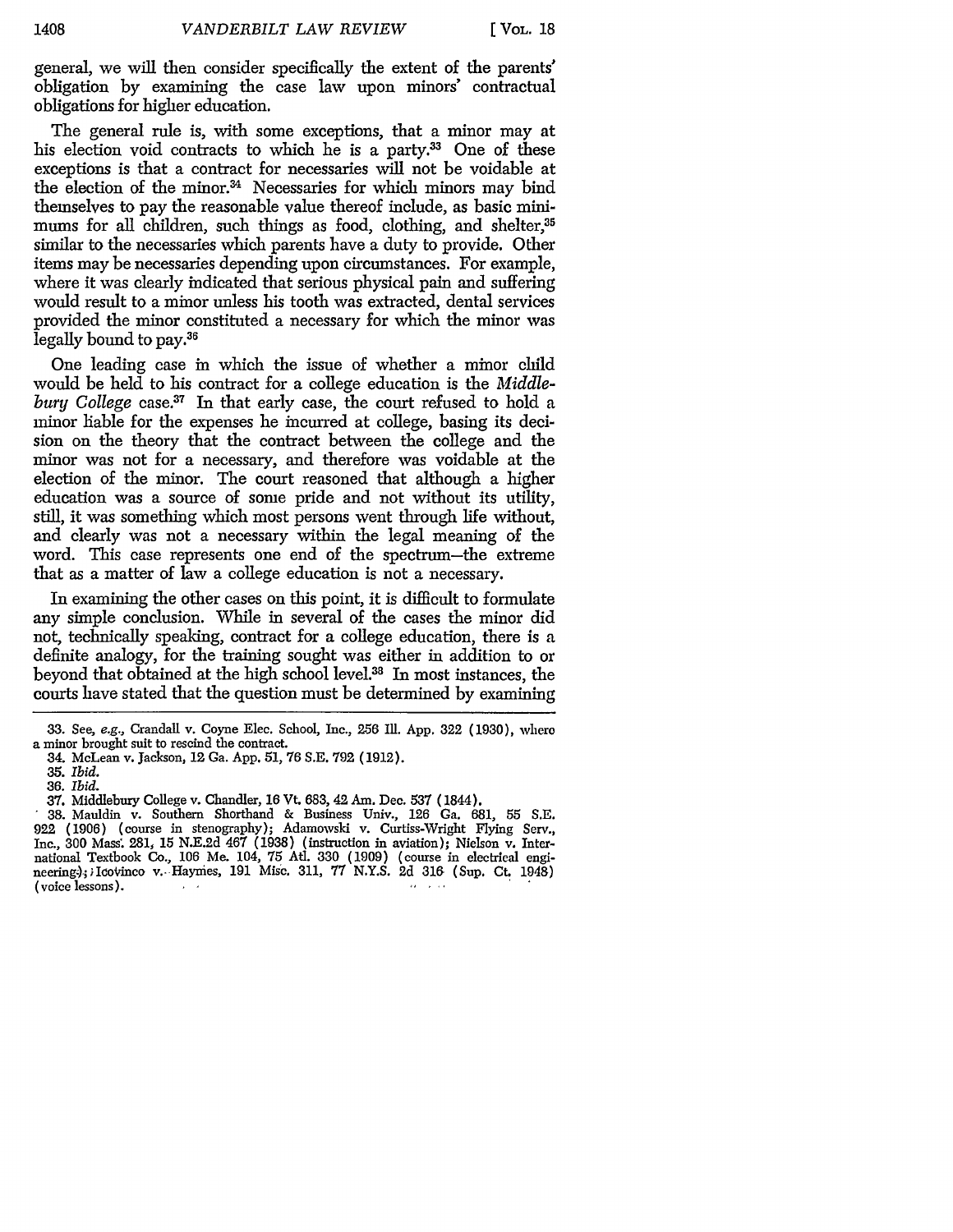general, we will then consider specifically the extent of the parents' obligation by examining the case law upon minors' contractual obligations for higher education.

The general rule is, with some exceptions, that a minor may at his election void contracts to which he is a party.[33] One of these exceptions is that a contract for necessaries will not be voidable at the election of the minor.[34] Necessaries for which minors may bind themselves to pay the reasonable value thereof include, as basic minimums for all children, such things as food, clothing, and shelter,[35] similar to the necessaries which parents have a duty to provide. Other items may be necessaries depending upon circumstances. For example, where it was clearly indicated that serious physical pain and suffering would result to a minor unless his tooth was extracted, dental services provided the minor constituted a necessary for which the minor was legally bound to pay.[36]

One leading case in which the issue of whether a minor child would be held to his contract for a college education is the *Middlebury College* case.[37] In that early case, the court refused to hold a minor liable for the expenses he incurred at college, basing its decision on the theory that the contract between the college and the minor was not for a necessary, and therefore was voidable at the election of the minor. The court reasoned that although a higher education was a source of some pride and not without its utility, still, it was something which most persons went through life without, and clearly was not a necessary within the legal meaning of the word. This case represents one end of the spectrum—the extreme that as a matter of law a college education is not a necessary.

In examining the other cases on this point, it is difficult to formulate any simple conclusion. While in several of the cases the minor did not, technically speaking, contract for a college education, there is a definite analogy, for the training sought was either in addition to or beyond that obtained at the high school level.[38] In most instances, the courts have stated that the question must be determined by examining

---

33. See, *e.g.*, Crandall v. Coyne Elec. School, Inc., 256 Ill. App. 322 (1930), where a minor brought suit to rescind the contract.

34. McLean v. Jackson, 12 Ga. App. 51, 76 S.E. 792 (1912).

35. *Ibid.*

36. *Ibid.*

37. Middlebury College v. Chandler, 16 Vt. 683, 42 Am. Dec. 537 (1844).

38. Mauldin v. Southern Shorthand & Business Univ., 126 Ga. 681, 55 S.E. 922 (1906) (course in stenography); Adamowski v. Curtiss-Wright Flying Serv., Inc., 300 Mass. 281, 15 N.E.2d 467 (1938) (instruction in aviation); Nielson v. International Textbook Co., 106 Me. 104, 75 Atl. 330 (1909) (course in electrical engineering); Icovinco v. Haymes, 191 Misc. 311, 77 N.Y.S. 2d 316 (Sup. Ct. 1948) (voice lessons).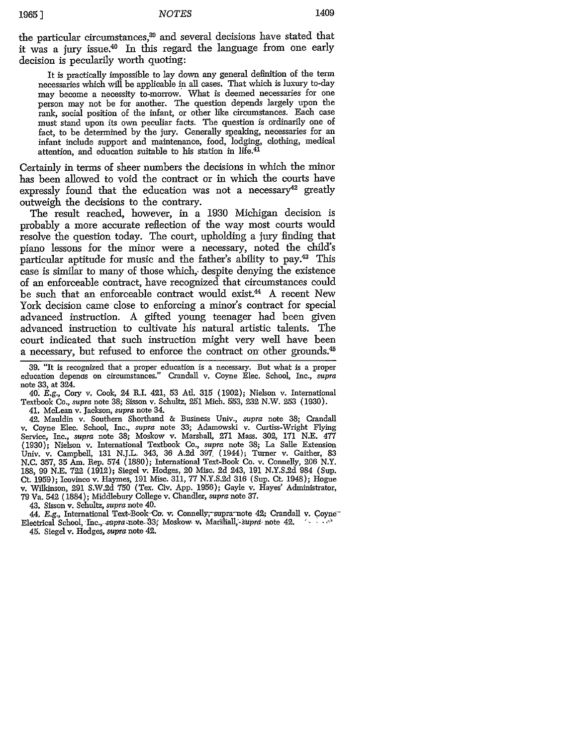the particular circumstances,[39] and several decisions have stated that it was a jury issue.[40] In this regard the language from one early decision is pecularily worth quoting:

> It is practically impossible to lay down any general definition of the term necessaries which will be applicable in all cases. That which is luxury to-day may become a necessity to-morrow. What is deemed necessaries for one person may not be for another. The question depends largely upon the rank, social position of the infant, or other like circumstances. Each case must stand upon its own peculiar facts. The question is ordinarily one of fact, to be determined by the jury. Generally speaking, necessaries for an infant include support and maintenance, food, lodging, clothing, medical attention, and education suitable to his station in life.[41]

Certainly in terms of sheer numbers the decisions in which the minor has been allowed to void the contract or in which the courts have expressly found that the education was not a necessary[42] greatly outweigh the decisions to the contrary.

The result reached, however, in a 1930 Michigan decision is probably a more accurate reflection of the way most courts would resolve the question today. The court, upholding a jury finding that piano lessons for the minor were a necessary, noted the child's particular aptitude for music and the father's ability to pay.[43] This case is similar to many of those which, despite denying the existence of an enforceable contract, have recognized that circumstances could be such that an enforceable contract would exist.[44] A recent New York decision came close to enforcing a minor's contract for special advanced instruction. A gifted young teenager had been given advanced instruction to cultivate his natural artistic talents. The court indicated that such instruction might very well have been a necessary, but refused to enforce the contract on other grounds.[45]

---

39. "It is recognized that a proper education is a necessary. But what is a proper education depends on circumstances." Crandall v. Coyne Elec. School, Inc., *supra* note 33, at 324.

40. *E.g.*, Cory v. Cook, 24 R.I. 421, 53 Atl. 315 (1902); Nielson v. International Textbook Co., *supra* note 38; Sisson v. Schultz, 251 Mich. 553, 232 N.W. 253 (1930).

41. McLean v. Jackson, *supra* note 34.

42. Mauldin v. Southern Shorthand & Business Univ., *supra* note 38; Crandall v. Coyne Elec. School, Inc., *supra* note 33; Adamowski v. Curtiss-Wright Flying Service, Inc., *supra* note 38; Moskow v. Marshall, 271 Mass. 302, 171 N.E. 477 (1930); Nielson v. International Textbook Co., *supra* note 38; La Salle Extension Univ. v. Campbell, 131 N.J.L. 343, 36 A.2d 397 (1944); Turner v. Gaither, 83 N.C. 357, 35 Am. Rep. 574 (1880); International Text-Book Co. v. Connelly, 206 N.Y. 188, 99 N.E. 722 (1912); Siegel v. Hodges, 20 Misc. 2d 243, 191 N.Y.S.2d 984 (Sup. Ct. 1959); Icovinco v. Haymes, 191 Misc. 311, 77 N.Y.S.2d 316 (Sup. Ct. 1948); Hogue v. Wilkinson, 291 S.W.2d 750 (Tex. Civ. App. 1956); Gayle v. Hayes' Administrator, 79 Va. 542 (1884); Middlebury College v. Chandler, *supra* note 37.

43. Sisson v. Schultz, *supra* note 40.

44. *E.g.*, International Text-Book Co. v. Connelly, *supra* note 42; Crandall v. Coyne Electrical School, Inc., *supra* note 33; Moskow v. Marshall, *supra* note 42.

45. Siegel v. Hodges, *supra* note 42.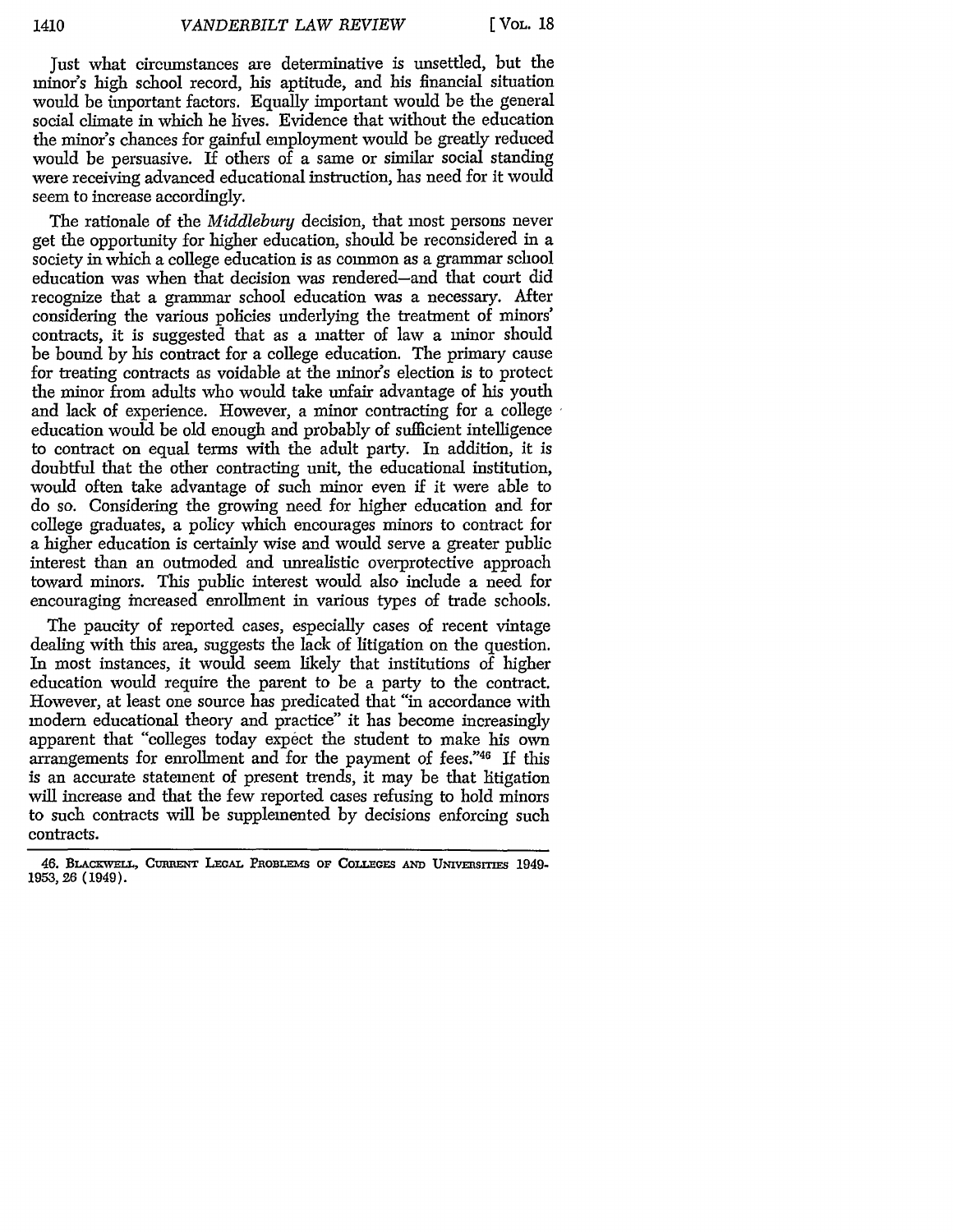Just what circumstances are determinative is unsettled, but the minor's high school record, his aptitude, and his financial situation would be important factors. Equally important would be the general social climate in which he lives. Evidence that without the education the minor's chances for gainful employment would be greatly reduced would be persuasive. If others of a same or similar social standing were receiving advanced educational instruction, has need for it would seem to increase accordingly.

The rationale of the *Middlebury* decision, that most persons never get the opportunity for higher education, should be reconsidered in a society in which a college education is as common as a grammar school education was when that decision was rendered—and that court did recognize that a grammar school education was a necessary. After considering the various policies underlying the treatment of minors' contracts, it is suggested that as a matter of law a minor should be bound by his contract for a college education. The primary cause for treating contracts as voidable at the minor's election is to protect the minor from adults who would take unfair advantage of his youth and lack of experience. However, a minor contracting for a college education would be old enough and probably of sufficient intelligence to contract on equal terms with the adult party. In addition, it is doubtful that the other contracting unit, the educational institution, would often take advantage of such minor even if it were able to do so. Considering the growing need for higher education and for college graduates, a policy which encourages minors to contract for a higher education is certainly wise and would serve a greater public interest than an outmoded and unrealistic overprotective approach toward minors. This public interest would also include a need for encouraging increased enrollment in various types of trade schools.

The paucity of reported cases, especially cases of recent vintage dealing with this area, suggests the lack of litigation on the question. In most instances, it would seem likely that institutions of higher education would require the parent to be a party to the contract. However, at least one source has predicated that "in accordance with modern educational theory and practice" it has become increasingly apparent that "colleges today expect the student to make his own arrangements for enrollment and for the payment of fees."[46] If this is an accurate statement of present trends, it may be that litigation will increase and that the few reported cases refusing to hold minors to such contracts will be supplemented by decisions enforcing such contracts.

---

46. BLACKWELL, CURRENT LEGAL PROBLEMS OF COLLEGES AND UNIVERSITIES 1949-1953, 26 (1949).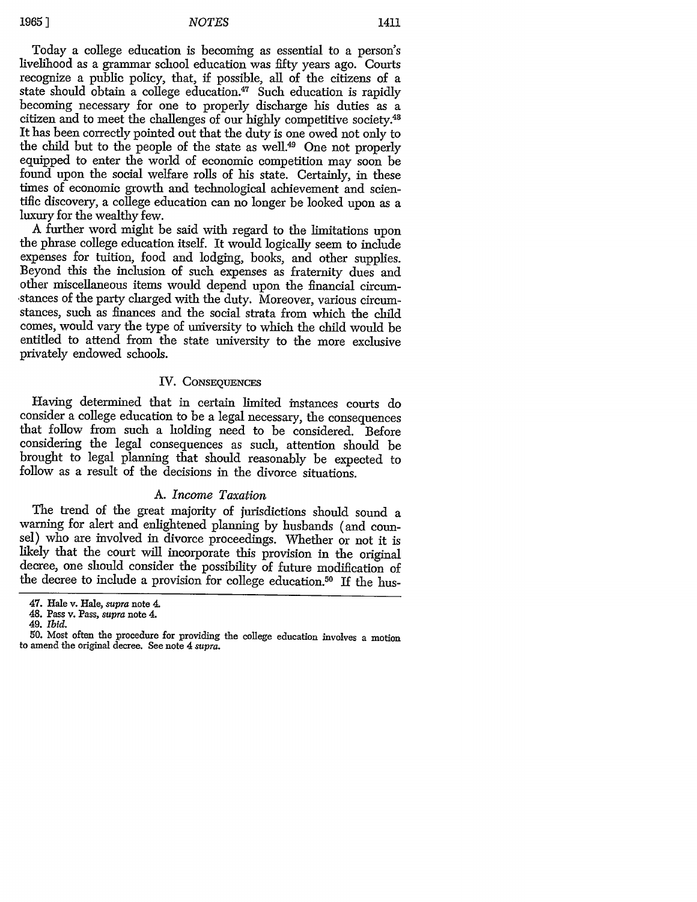Today a college education is becoming as essential to a person's livelihood as a grammar school education was fifty years ago. Courts recognize a public policy, that, if possible, all of the citizens of a state should obtain a college education.[47] Such education is rapidly becoming necessary for one to properly discharge his duties as a citizen and to meet the challenges of our highly competitive society.[48] It has been correctly pointed out that the duty is one owed not only to the child but to the people of the state as well.[49] One not properly equipped to enter the world of economic competition may soon be found upon the social welfare rolls of his state. Certainly, in these times of economic growth and technological achievement and scientific discovery, a college education can no longer be looked upon as a luxury for the wealthy few.

A further word might be said with regard to the limitations upon the phrase college education itself. It would logically seem to include expenses for tuition, food and lodging, books, and other supplies. Beyond this the inclusion of such expenses as fraternity dues and other miscellaneous items would depend upon the financial circumstances of the party charged with the duty. Moreover, various circumstances, such as finances and the social strata from which the child comes, would vary the type of university to which the child would be entitled to attend from the state university to the more exclusive privately endowed schools.

## IV. Consequences

Having determined that in certain limited instances courts do consider a college education to be a legal necessary, the consequences that follow from such a holding need to be considered. Before considering the legal consequences as such, attention should be brought to legal planning that should reasonably be expected to follow as a result of the decisions in the divorce situations.

### A. *Income Taxation*

The trend of the great majority of jurisdictions should sound a warning for alert and enlightened planning by husbands (and counsel) who are involved in divorce proceedings. Whether or not it is likely that the court will incorporate this provision in the original decree, one should consider the possibility of future modification of the decree to include a provision for college education.[50] If the hus-

---

47. Hale v. Hale, *supra* note 4.
48. Pass v. Pass, *supra* note 4.
49. *Ibid.*
50. Most often the procedure for providing the college education involves a motion to amend the original decree. See note 4 *supra.*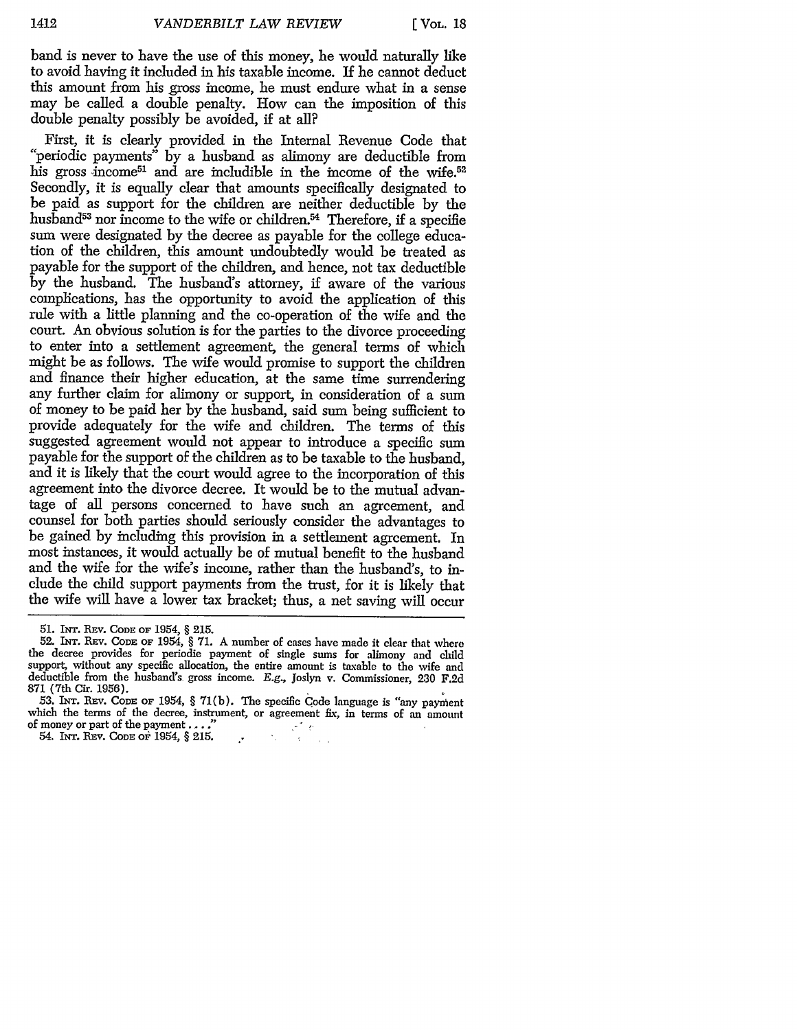band is never to have the use of this money, he would naturally like to avoid having it included in his taxable income. If he cannot deduct this amount from his gross income, he must endure what in a sense may be called a double penalty. How can the imposition of this double penalty possibly be avoided, if at all?

First, it is clearly provided in the Internal Revenue Code that "periodic payments" by a husband as alimony are deductible from his gross income[51] and are includible in the income of the wife.[52] Secondly, it is equally clear that amounts specifically designated to be paid as support for the children are neither deductible by the husband[53] nor income to the wife or children.[54] Therefore, if a specific sum were designated by the decree as payable for the college education of the children, this amount undoubtedly would be treated as payable for the support of the children, and hence, not tax deductible by the husband. The husband's attorney, if aware of the various complications, has the opportunity to avoid the application of this rule with a little planning and the co-operation of the wife and the court. An obvious solution is for the parties to the divorce proceeding to enter into a settlement agreement, the general terms of which might be as follows. The wife would promise to support the children and finance their higher education, at the same time surrendering any further claim for alimony or support, in consideration of a sum of money to be paid her by the husband, said sum being sufficient to provide adequately for the wife and children. The terms of this suggested agreement would not appear to introduce a specific sum payable for the support of the children as to be taxable to the husband, and it is likely that the court would agree to the incorporation of this agreement into the divorce decree. It would be to the mutual advantage of all persons concerned to have such an agreement, and counsel for both parties should seriously consider the advantages to be gained by including this provision in a settlement agreement. In most instances, it would actually be of mutual benefit to the husband and the wife for the wife's income, rather than the husband's, to include the child support payments from the trust, for it is likely that the wife will have a lower tax bracket; thus, a net saving will occur

51. INT. REV. CODE OF 1954, § 215.

52. INT. REV. CODE OF 1954, § 71. A number of cases have made it clear that where the decree provides for periodic payment of single sums for alimony and child support, without any specific allocation, the entire amount is taxable to the wife and deductible from the husband's gross income. *E.g.*, Joslyn v. Commissioner, 230 F.2d 871 (7th Cir. 1956).

53. INT. REV. CODE OF 1954, § 71(b). The specific Code language is "any payment which the terms of the decree, instrument, or agreement fix, in terms of an amount of money or part of the payment . . . ."

54. INT. REV. CODE OF 1954, § 215.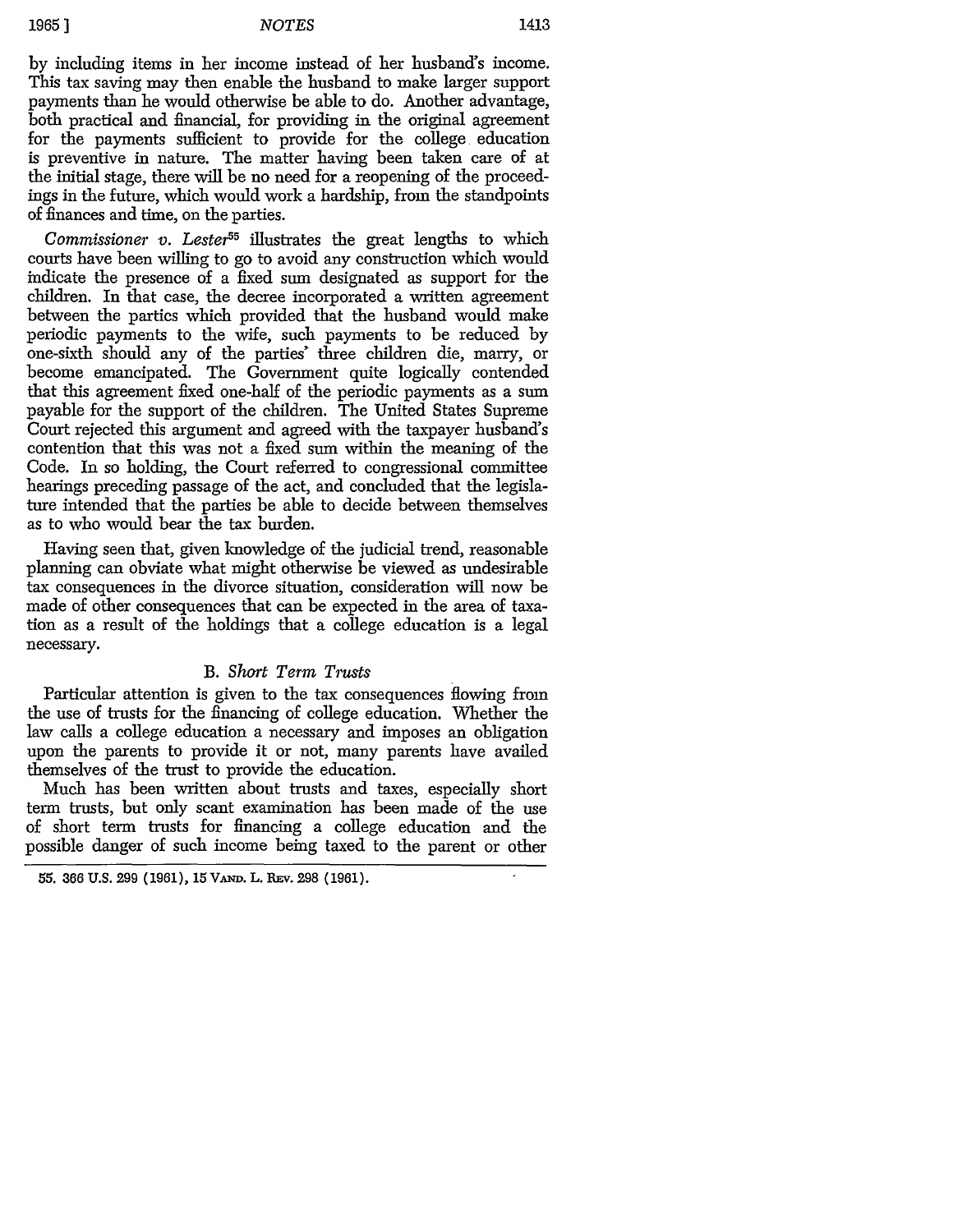by including items in her income instead of her husband's income. This tax saving may then enable the husband to make larger support payments than he would otherwise be able to do. Another advantage, both practical and financial, for providing in the original agreement for the payments sufficient to provide for the college education is preventive in nature. The matter having been taken care of at the initial stage, there will be no need for a reopening of the proceedings in the future, which would work a hardship, from the standpoints of finances and time, on the parties.

*Commissioner v. Lester*[55] illustrates the great lengths to which courts have been willing to go to avoid any construction which would indicate the presence of a fixed sum designated as support for the children. In that case, the decree incorporated a written agreement between the parties which provided that the husband would make periodic payments to the wife, such payments to be reduced by one-sixth should any of the parties' three children die, marry, or become emancipated. The Government quite logically contended that this agreement fixed one-half of the periodic payments as a sum payable for the support of the children. The United States Supreme Court rejected this argument and agreed with the taxpayer husband's contention that this was not a fixed sum within the meaning of the Code. In so holding, the Court referred to congressional committee hearings preceding passage of the act, and concluded that the legislature intended that the parties be able to decide between themselves as to who would bear the tax burden.

Having seen that, given knowledge of the judicial trend, reasonable planning can obviate what might otherwise be viewed as undesirable tax consequences in the divorce situation, consideration will now be made of other consequences that can be expected in the area of taxation as a result of the holdings that a college education is a legal necessary.

### B. *Short Term Trusts*

Particular attention is given to the tax consequences flowing from the use of trusts for the financing of college education. Whether the law calls a college education a necessary and imposes an obligation upon the parents to provide it or not, many parents have availed themselves of the trust to provide the education.

Much has been written about trusts and taxes, especially short term trusts, but only scant examination has been made of the use of short term trusts for financing a college education and the possible danger of such income being taxed to the parent or other

---

55. 366 U.S. 299 (1961), 15 VAND. L. REV. 298 (1961).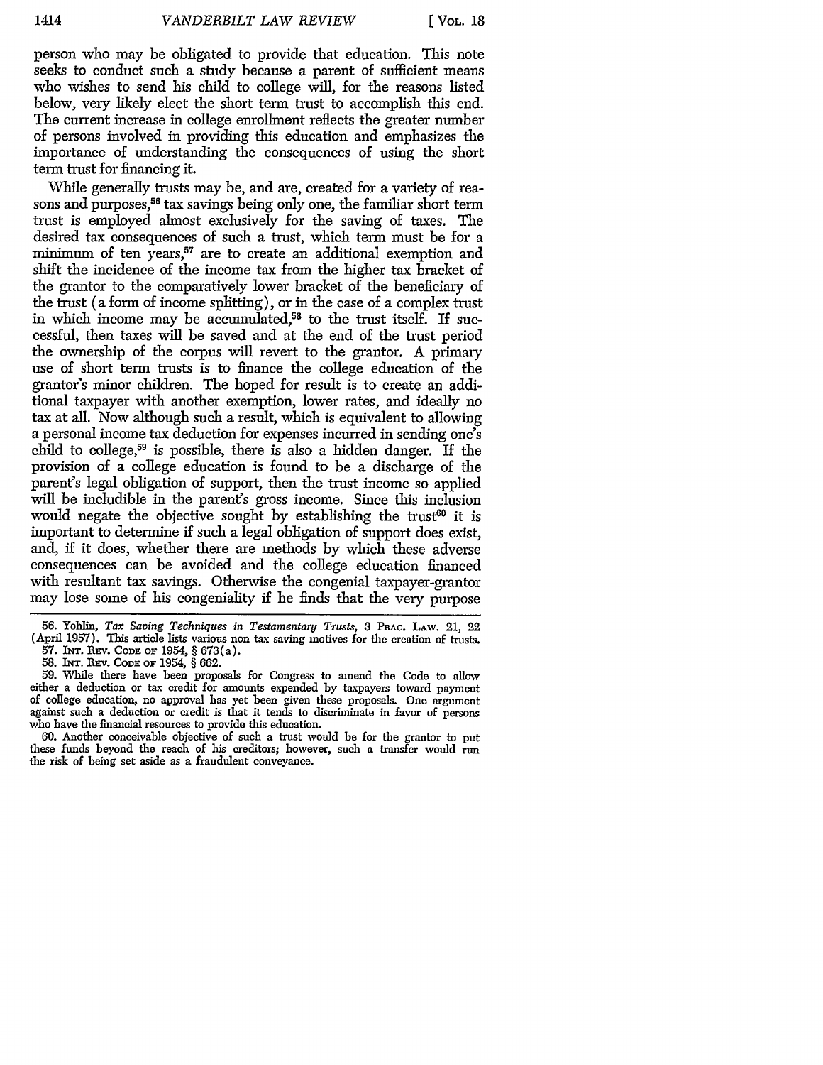person who may be obligated to provide that education. This note seeks to conduct such a study because a parent of sufficient means who wishes to send his child to college will, for the reasons listed below, very likely elect the short term trust to accomplish this end. The current increase in college enrollment reflects the greater number of persons involved in providing this education and emphasizes the importance of understanding the consequences of using the short term trust for financing it.

While generally trusts may be, and are, created for a variety of reasons and purposes,[56] tax savings being only one, the familiar short term trust is employed almost exclusively for the saving of taxes. The desired tax consequences of such a trust, which term must be for a minimum of ten years,[57] are to create an additional exemption and shift the incidence of the income tax from the higher tax bracket of the grantor to the comparatively lower bracket of the beneficiary of the trust (a form of income splitting), or in the case of a complex trust in which income may be accumulated,[58] to the trust itself. If successful, then taxes will be saved and at the end of the trust period the ownership of the corpus will revert to the grantor. A primary use of short term trusts is to finance the college education of the grantor's minor children. The hoped for result is to create an additional taxpayer with another exemption, lower rates, and ideally no tax at all. Now although such a result, which is equivalent to allowing a personal income tax deduction for expenses incurred in sending one's child to college,[59] is possible, there is also a hidden danger. If the provision of a college education is found to be a discharge of the parent's legal obligation of support, then the trust income so applied will be includible in the parent's gross income. Since this inclusion would negate the objective sought by establishing the trust[60] it is important to determine if such a legal obligation of support does exist, and, if it does, whether there are methods by which these adverse consequences can be avoided and the college education financed with resultant tax savings. Otherwise the congenial taxpayer-grantor may lose some of his congeniality if he finds that the very purpose

---

56. Yohlin, *Tax Saving Techniques in Testamentary Trusts*, 3 PRAC. LAW. 21, 22 (April 1957). This article lists various non tax saving motives for the creation of trusts.

57. INT. REV. CODE OF 1954, § 673(a).

58. INT. REV. CODE OF 1954, § 662.

59. While there have been proposals for Congress to amend the Code to allow either a deduction or tax credit for amounts expended by taxpayers toward payment of college education, no approval has yet been given these proposals. One argument against such a deduction or credit is that it tends to discriminate in favor of persons who have the financial resources to provide this education.

60. Another conceivable objective of such a trust would be for the grantor to put these funds beyond the reach of his creditors; however, such a transfer would run the risk of being set aside as a fraudulent conveyance.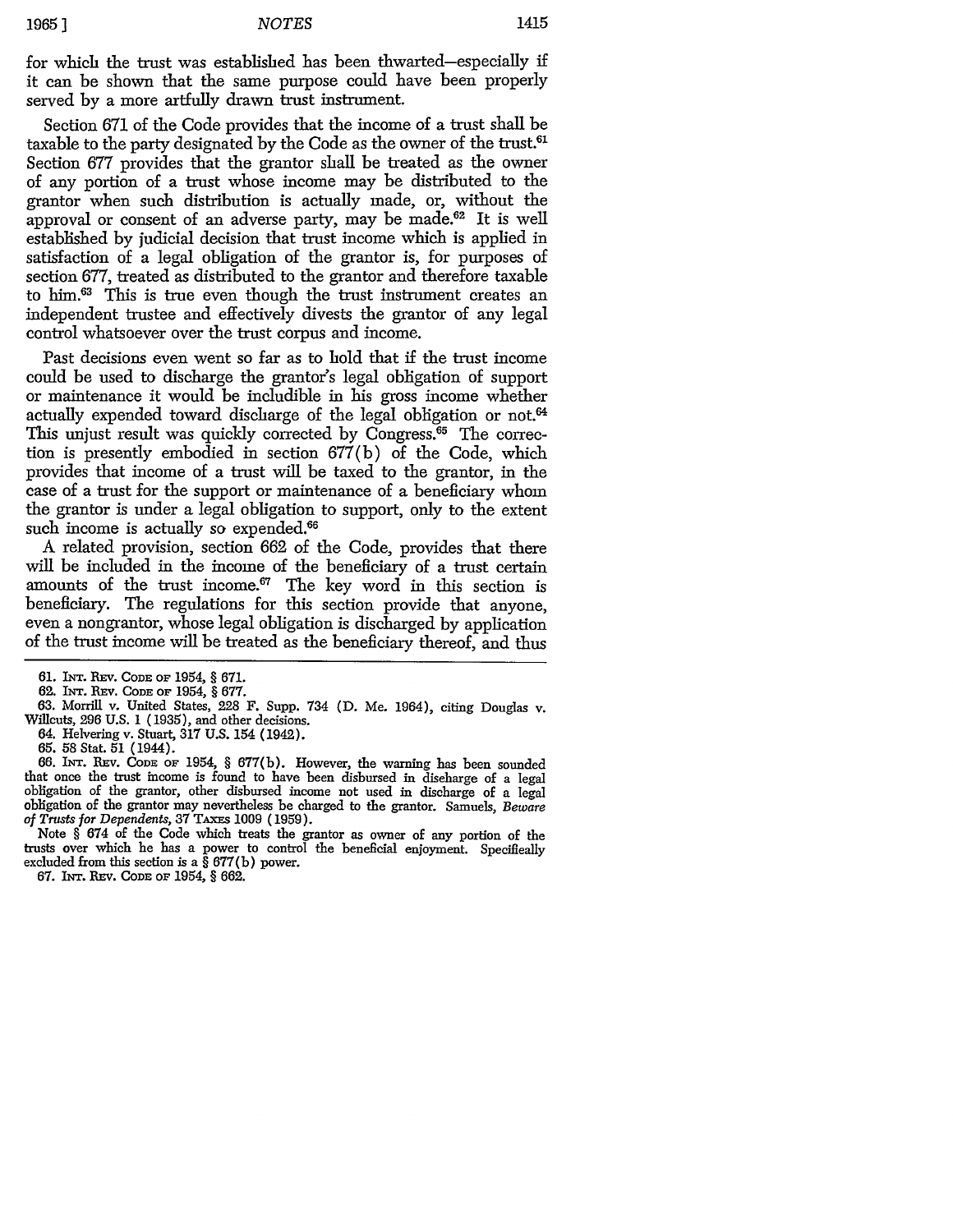for which the trust was established has been thwarted—especially if it can be shown that the same purpose could have been properly served by a more artfully drawn trust instrument.

Section 671 of the Code provides that the income of a trust shall be taxable to the party designated by the Code as the owner of the trust.[61] Section 677 provides that the grantor shall be treated as the owner of any portion of a trust whose income may be distributed to the grantor when such distribution is actually made, or, without the approval or consent of an adverse party, may be made.[62] It is well established by judicial decision that trust income which is applied in satisfaction of a legal obligation of the grantor is, for purposes of section 677, treated as distributed to the grantor and therefore taxable to him.[63] This is true even though the trust instrument creates an independent trustee and effectively divests the grantor of any legal control whatsoever over the trust corpus and income.

Past decisions even went so far as to hold that if the trust income could be used to discharge the grantor's legal obligation of support or maintenance it would be includible in his gross income whether actually expended toward discharge of the legal obligation or not.[64] This unjust result was quickly corrected by Congress.[65] The correction is presently embodied in section 677(b) of the Code, which provides that income of a trust will be taxed to the grantor, in the case of a trust for the support or maintenance of a beneficiary whom the grantor is under a legal obligation to support, only to the extent such income is actually so expended.[66]

A related provision, section 662 of the Code, provides that there will be included in the income of the beneficiary of a trust certain amounts of the trust income.[67] The key word in this section is beneficiary. The regulations for this section provide that anyone, even a nongrantor, whose legal obligation is discharged by application of the trust income will be treated as the beneficiary thereof, and thus

---

61. INT. REV. CODE OF 1954, § 671.

62. INT. REV. CODE OF 1954, § 677.

63. Morrill v. United States, 228 F. Supp. 734 (D. Me. 1964), citing Douglas v. Willcuts, 296 U.S. 1 (1935), and other decisions.

64. Helvering v. Stuart, 317 U.S. 154 (1942).

65. 58 Stat. 51 (1944).

66. INT. REV. CODE OF 1954, § 677(b). However, the warning has been sounded that once the trust income is found to have been disbursed in discharge of a legal obligation of the grantor, other disbursed income not used in discharge of a legal obligation of the grantor may nevertheless be charged to the grantor. Samuels, *Beware of Trusts for Dependents*, 37 TAXES 1009 (1959).

Note § 674 of the Code which treats the grantor as owner of any portion of the trusts over which he has a power to control the beneficial enjoyment. Specifically excluded from this section is a § 677(b) power.

67. INT. REV. CODE OF 1954, § 662.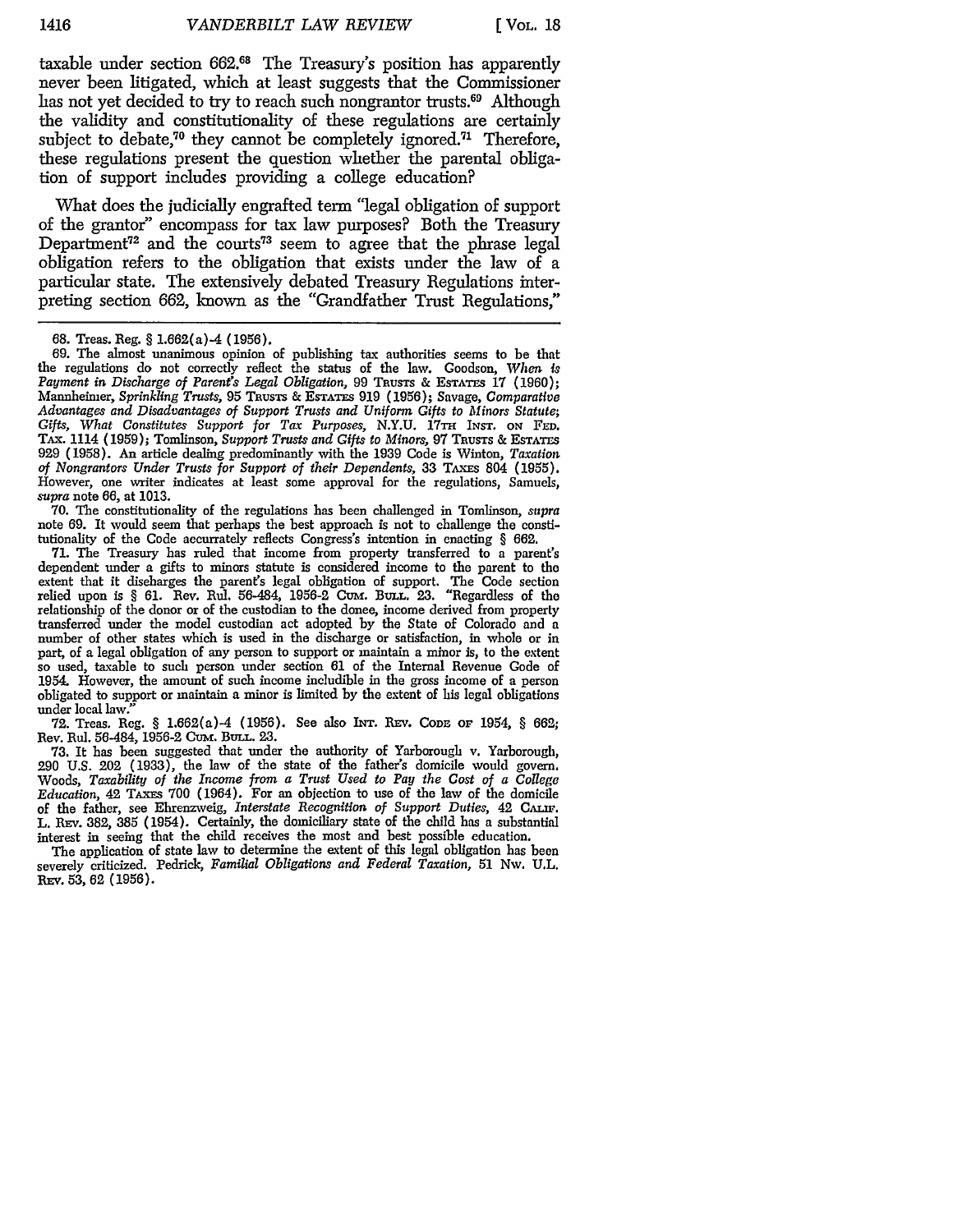taxable under section 662.[68] The Treasury's position has apparently never been litigated, which at least suggests that the Commissioner has not yet decided to try to reach such nongrantor trusts.[69] Although the validity and constitutionality of these regulations are certainly subject to debate,[70] they cannot be completely ignored.[71] Therefore, these regulations present the question whether the parental obligation of support includes providing a college education?

What does the judicially engrafted term "legal obligation of support of the grantor" encompass for tax law purposes? Both the Treasury Department[72] and the courts[73] seem to agree that the phrase legal obligation refers to the obligation that exists under the law of a particular state. The extensively debated Treasury Regulations interpreting section 662, known as the "Grandfather Trust Regulations,"

---

68. Treas. Reg. § 1.662(a)-4 (1956).

69. The almost unanimous opinion of publishing tax authorities seems to be that the regulations do not correctly reflect the status of the law. Goodson, *When is Payment in Discharge of Parent's Legal Obligation*, 99 TRUSTS & ESTATES 17 (1960); Mannheimer, *Sprinkling Trusts*, 95 TRUSTS & ESTATES 919 (1956); Savage, *Comparative Advantages and Disadvantages of Support Trusts and Uniform Gifts to Minors Statute; Gifts, What Constitutes Support for Tax Purposes*, N.Y.U. 17TH INST. ON FED. TAX. 1114 (1959); Tomlinson, *Support Trusts and Gifts to Minors*, 97 TRUSTS & ESTATES 929 (1958). An article dealing predominantly with the 1939 Code is Winton, *Taxation of Nongrantors Under Trusts for Support of their Dependents*, 33 TAXES 804 (1955). However, one writer indicates at least some approval for the regulations, Samuels, *supra* note 66, at 1013.

70. The constitutionality of the regulations has been challenged in Tomlinson, *supra* note 69. It would seem that perhaps the best approach is not to challenge the constitutionality of the Code accurrately reflects Congress's intention in enacting § 662.

71. The Treasury has ruled that income from property transferred to a parent's dependent under a gifts to minors statute is considered income to the parent to the extent that it discharges the parent's legal obligation of support. The Code section relied upon is § 61. Rev. Rul. 56-484, 1956-2 CUM. BULL. 23. "Regardless of the relationship of the donor or of the custodian to the donee, income derived from property transferred under the model custodian act adopted by the State of Colorado and a number of other states which is used in the discharge or satisfaction, in whole or in part, of a legal obligation of any person to support or maintain a minor is, to the extent so used, taxable to such person under section 61 of the Internal Revenue Code of 1954. However, the amount of such income includible in the gross income of a person obligated to support or maintain a minor is limited by the extent of his legal obligations under local law."

72. Treas. Reg. § 1.662(a)-4 (1956). See also INT. REV. CODE OF 1954, § 662; Rev. Rul. 56-484, 1956-2 CUM. BULL. 23.

73. It has been suggested that under the authority of Yarborough v. Yarborough, 290 U.S. 202 (1933), the law of the state of the father's domicile would govern. Woods, *Taxability of the Income from a Trust Used to Pay the Cost of a College Education*, 42 TAXES 700 (1964). For an objection to use of the law of the domicile of the father, see Ehrenzweig, *Interstate Recognition of Support Duties*, 42 CALIF. L. REV. 382, 385 (1954). Certainly, the domiciliary state of the child has a substantial interest in seeing that the child receives the most and best possible education.

The application of state law to determine the extent of this legal obligation has been severely criticized. Pedrick, *Familial Obligations and Federal Taxation*, 51 NW. U.L. REV. 53, 62 (1956).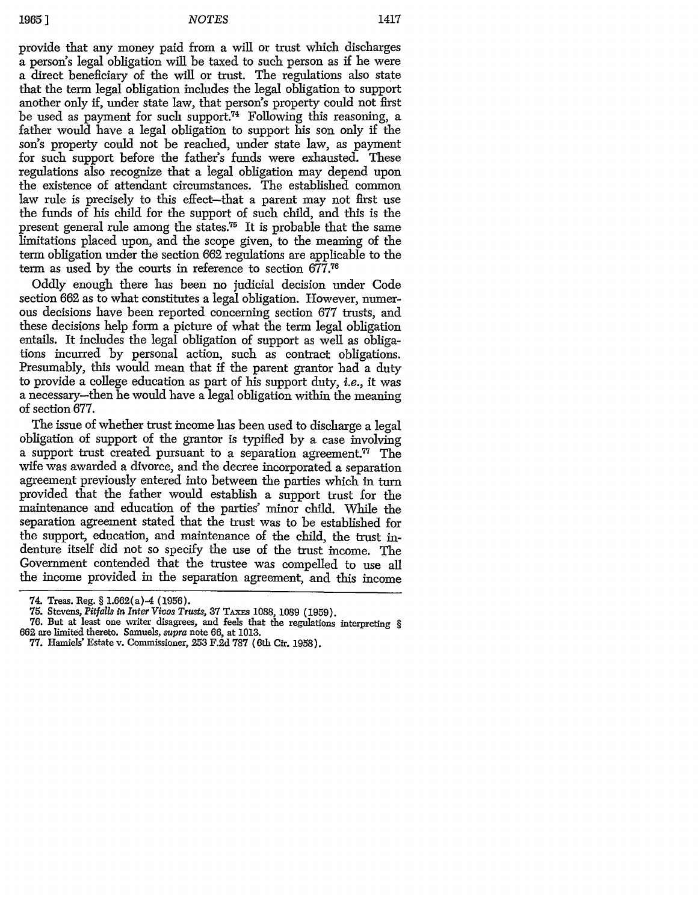provide that any money paid from a will or trust which discharges a person's legal obligation will be taxed to such person as if he were a direct beneficiary of the will or trust. The regulations also state that the term legal obligation includes the legal obligation to support another only if, under state law, that person's property could not first be used as payment for such support.[74] Following this reasoning, a father would have a legal obligation to support his son only if the son's property could not be reached, under state law, as payment for such support before the father's funds were exhausted. These regulations also recognize that a legal obligation may depend upon the existence of attendant circumstances. The established common law rule is precisely to this effect—that a parent may not first use the funds of his child for the support of such child, and this is the present general rule among the states.[75] It is probable that the same limitations placed upon, and the scope given, to the meaning of the term obligation under the section 662 regulations are applicable to the term as used by the courts in reference to section 677.[76]

Oddly enough there has been no judicial decision under Code section 662 as to what constitutes a legal obligation. However, numerous decisions have been reported concerning section 677 trusts, and these decisions help form a picture of what the term legal obligation entails. It includes the legal obligation of support as well as obligations incurred by personal action, such as contract obligations. Presumably, this would mean that if the parent grantor had a duty to provide a college education as part of his support duty, *i.e.*, it was a necessary—then he would have a legal obligation within the meaning of section 677.

The issue of whether trust income has been used to discharge a legal obligation of support of the grantor is typified by a case involving a support trust created pursuant to a separation agreement.[77] The wife was awarded a divorce, and the decree incorporated a separation agreement previously entered into between the parties which in turn provided that the father would establish a support trust for the maintenance and education of the parties' minor child. While the separation agreement stated that the trust was to be established for the support, education, and maintenance of the child, the trust indenture itself did not so specify the use of the trust income. The Government contended that the trustee was compelled to use all the income provided in the separation agreement, and this income

74. Treas. Reg. § 1.662(a)-4 (1956).

75. Stevens, *Pitfalls in Inter Vivos Trusts*, 37 TAXES 1088, 1089 (1959).

76. But at least one writer disagrees, and feels that the regulations interpreting § 662 are limited thereto. Samuels, *supra* note 66, at 1013.

77. Hamiels' Estate v. Commissioner, 253 F.2d 787 (6th Cir. 1958).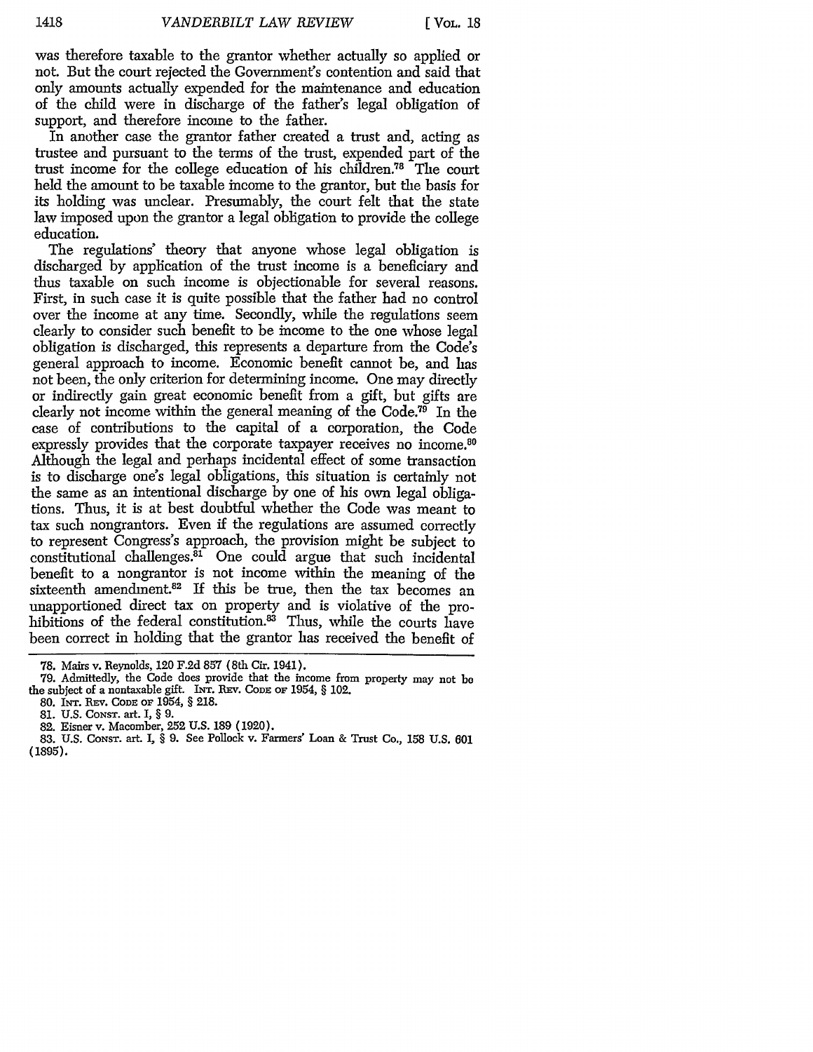was therefore taxable to the grantor whether actually so applied or not. But the court rejected the Government's contention and said that only amounts actually expended for the maintenance and education of the child were in discharge of the father's legal obligation of support, and therefore income to the father.

In another case the grantor father created a trust and, acting as trustee and pursuant to the terms of the trust, expended part of the trust income for the college education of his children.[78] The court held the amount to be taxable income to the grantor, but the basis for its holding was unclear. Presumably, the court felt that the state law imposed upon the grantor a legal obligation to provide the college education.

The regulations' theory that anyone whose legal obligation is discharged by application of the trust income is a beneficiary and thus taxable on such income is objectionable for several reasons. First, in such case it is quite possible that the father had no control over the income at any time. Secondly, while the regulations seem clearly to consider such benefit to be income to the one whose legal obligation is discharged, this represents a departure from the Code's general approach to income. Economic benefit cannot be, and has not been, the only criterion for determining income. One may directly or indirectly gain great economic benefit from a gift, but gifts are clearly not income within the general meaning of the Code.[79] In the case of contributions to the capital of a corporation, the Code expressly provides that the corporate taxpayer receives no income.[80] Although the legal and perhaps incidental effect of some transaction is to discharge one's legal obligations, this situation is certainly not the same as an intentional discharge by one of his own legal obligations. Thus, it is at best doubtful whether the Code was meant to tax such nongrantors. Even if the regulations are assumed correctly to represent Congress's approach, the provision might be subject to constitutional challenges.[81] One could argue that such incidental benefit to a nongrantor is not income within the meaning of the sixteenth amendment.[82] If this be true, then the tax becomes an unapportioned direct tax on property and is violative of the prohibitions of the federal constitution.[83] Thus, while the courts have been correct in holding that the grantor has received the benefit of

---

78. Mairs v. Reynolds, 120 F.2d 857 (8th Cir. 1941).

79. Admittedly, the Code does provide that the income from property may not be the subject of a nontaxable gift. INT. REV. CODE OF 1954, § 102.

80. INT. REV. CODE OF 1954, § 218.

81. U.S. CONST. art. I, § 9.

82. Eisner v. Macomber, 252 U.S. 189 (1920).

83. U.S. CONST. art. I, § 9. See Pollock v. Farmers' Loan & Trust Co., 158 U.S. 601 (1895).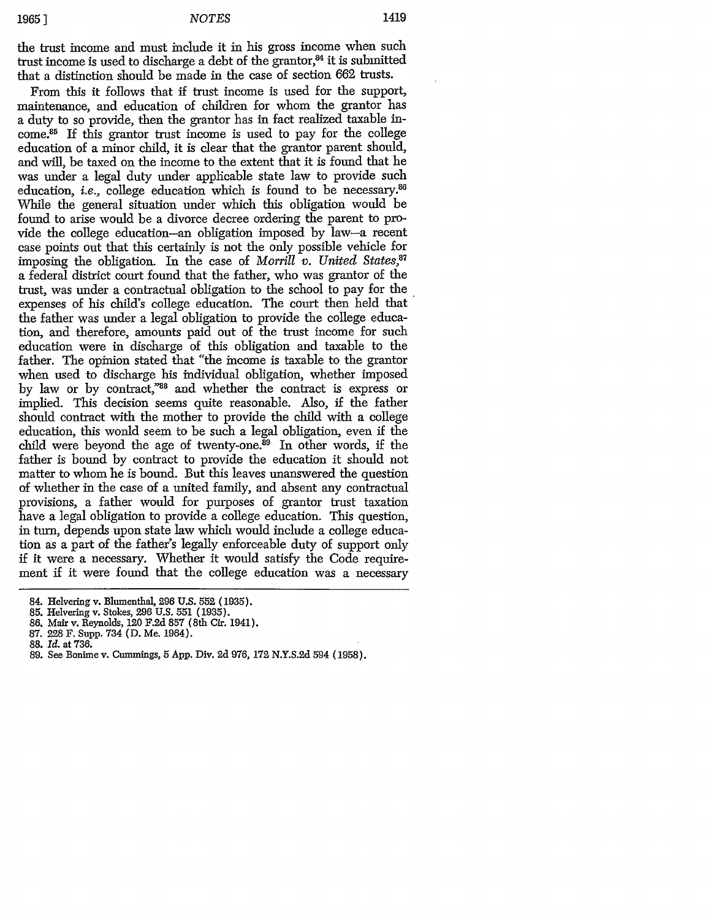the trust income and must include it in his gross income when such trust income is used to discharge a debt of the grantor,[84] it is submitted that a distinction should be made in the case of section 662 trusts.

From this it follows that if trust income is used for the support, maintenance, and education of children for whom the grantor has a duty to so provide, then the grantor has in fact realized taxable income.[85] If this grantor trust income is used to pay for the college education of a minor child, it is clear that the grantor parent should, and will, be taxed on the income to the extent that it is found that he was under a legal duty under applicable state law to provide such education, *i.e.*, college education which is found to be necessary.[86] While the general situation under which this obligation would be found to arise would be a divorce decree ordering the parent to provide the college education—an obligation imposed by law—a recent case points out that this certainly is not the only possible vehicle for imposing the obligation. In the case of *Morrill v. United States*,[87] a federal district court found that the father, who was grantor of the trust, was under a contractual obligation to the school to pay for the expenses of his child's college education. The court then held that the father was under a legal obligation to provide the college education, and therefore, amounts paid out of the trust income for such education were in discharge of this obligation and taxable to the father. The opinion stated that "the income is taxable to the grantor when used to discharge his individual obligation, whether imposed by law or by contract,"[88] and whether the contract is express or implied. This decision seems quite reasonable. Also, if the father should contract with the mother to provide the child with a college education, this wonld seem to be such a legal obligation, even if the child were beyond the age of twenty-one.[89] In other words, if the father is bound by contract to provide the education it should not matter to whom he is bound. But this leaves unanswered the question of whether in the case of a united family, and absent any contractual provisions, a father would for purposes of grantor trust taxation have a legal obligation to provide a college education. This question, in turn, depends upon state law which would include a college education as a part of the father's legally enforceable duty of support only if it were a necessary. Whether it would satisfy the Code requirement if it were found that the college education was a necessary

84. Helvering v. Blumenthal, 296 U.S. 552 (1935).
85. Helvering v. Stokes, 296 U.S. 551 (1935).
86. Mair v. Reynolds, 120 F.2d 857 (8th Cir. 1941).
87. 228 F. Supp. 734 (D. Me. 1964).
88. *Id.* at 736.
89. See Bonime v. Cummings, 5 App. Div. 2d 976, 172 N.Y.S.2d 594 (1958).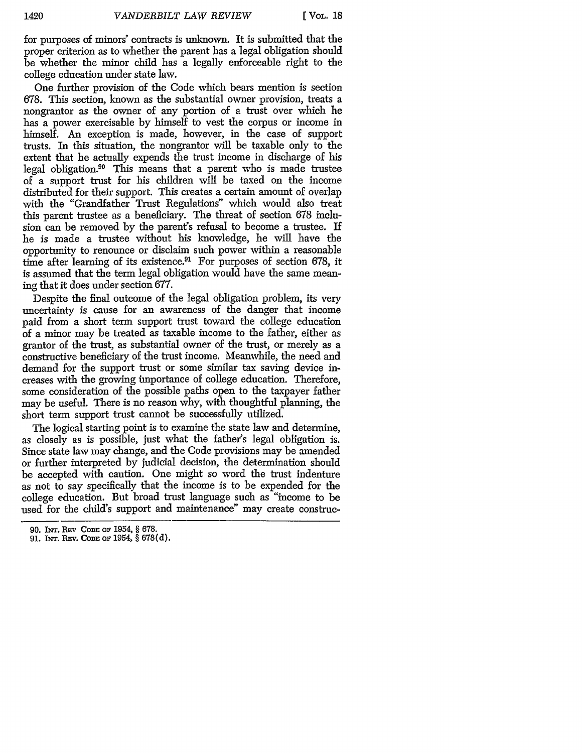for purposes of minors' contracts is unknown. It is submitted that the proper criterion as to whether the parent has a legal obligation should be whether the minor child has a legally enforceable right to the college education under state law.

One further provision of the Code which bears mention is section 678. This section, known as the substantial owner provision, treats a nongrantor as the owner of any portion of a trust over which he has a power exercisable by himself to vest the corpus or income in himself. An exception is made, however, in the case of support trusts. In this situation, the nongrantor will be taxable only to the extent that he actually expends the trust income in discharge of his legal obligation.[90] This means that a parent who is made trustee of a support trust for his children will be taxed on the income distributed for their support. This creates a certain amount of overlap with the "Grandfather Trust Regulations" which would also treat this parent trustee as a beneficiary. The threat of section 678 inclusion can be removed by the parent's refusal to become a trustee. If he is made a trustee without his knowledge, he will have the opportunity to renounce or disclaim such power within a reasonable time after learning of its existence.[91] For purposes of section 678, it is assumed that the term legal obligation would have the same meaning that it does under section 677.

Despite the final outcome of the legal obligation problem, its very uncertainty is cause for an awareness of the danger that income paid from a short term support trust toward the college education of a minor may be treated as taxable income to the father, either as grantor of the trust, as substantial owner of the trust, or merely as a constructive beneficiary of the trust income. Meanwhile, the need and demand for the support trust or some similar tax saving device increases with the growing importance of college education. Therefore, some consideration of the possible paths open to the taxpayer father may be useful. There is no reason why, with thoughtful planning, the short term support trust cannot be successfully utilized.

The logical starting point is to examine the state law and determine, as closely as is possible, just what the father's legal obligation is. Since state law may change, and the Code provisions may be amended or further interpreted by judicial decision, the determination should be accepted with caution. One might so word the trust indenture as not to say specifically that the income is to be expended for the college education. But broad trust language such as "income to be used for the child's support and maintenance" may create construc-

90. INT. REV CODE OF 1954, § 678.

91. INT. REV. CODE OF 1954, § 678(d).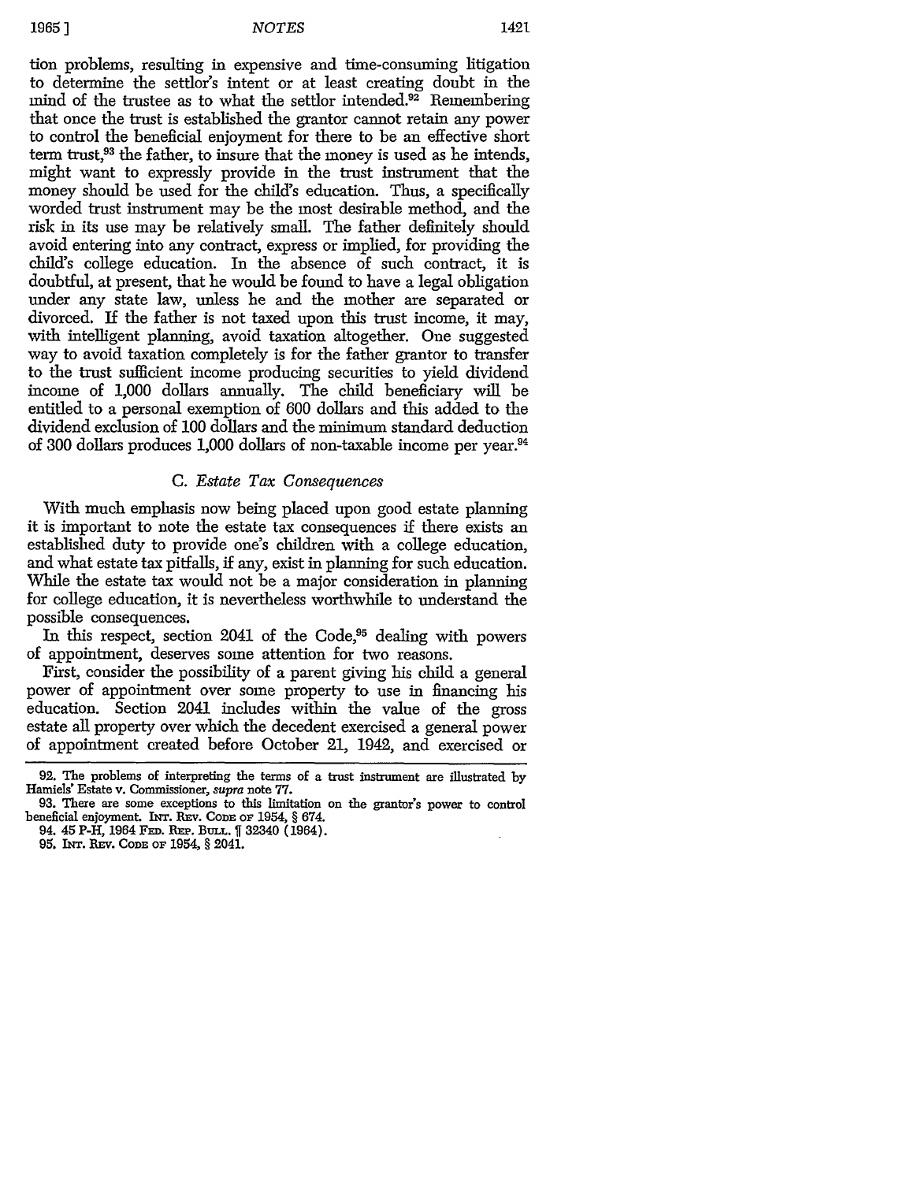tion problems, resulting in expensive and time-consuming litigation to determine the settlor's intent or at least creating doubt in the mind of the trustee as to what the settlor intended.[92] Remembering that once the trust is established the grantor cannot retain any power to control the beneficial enjoyment for there to be an effective short term trust,[93] the father, to insure that the money is used as he intends, might want to expressly provide in the trust instrument that the money should be used for the child's education. Thus, a specifically worded trust instrument may be the most desirable method, and the risk in its use may be relatively small. The father definitely should avoid entering into any contract, express or implied, for providing the child's college education. In the absence of such contract, it is doubtful, at present, that he would be found to have a legal obligation under any state law, unless he and the mother are separated or divorced. If the father is not taxed upon this trust income, it may, with intelligent planning, avoid taxation altogether. One suggested way to avoid taxation completely is for the father grantor to transfer to the trust sufficient income producing securities to yield dividend income of 1,000 dollars annually. The child beneficiary will be entitled to a personal exemption of 600 dollars and this added to the dividend exclusion of 100 dollars and the minimum standard deduction of 300 dollars produces 1,000 dollars of non-taxable income per year.[94]

### C. *Estate Tax Consequences*

With much emphasis now being placed upon good estate planning it is important to note the estate tax consequences if there exists an established duty to provide one's children with a college education, and what estate tax pitfalls, if any, exist in planning for such education. While the estate tax would not be a major consideration in planning for college education, it is nevertheless worthwhile to understand the possible consequences.

In this respect, section 2041 of the Code,[95] dealing with powers of appointment, deserves some attention for two reasons.

First, consider the possibility of a parent giving his child a general power of appointment over some property to use in financing his education. Section 2041 includes within the value of the gross estate all property over which the decedent exercised a general power of appointment created before October 21, 1942, and exercised or

---

92. The problems of interpreting the terms of a trust instrument are illustrated by Hamiels' Estate v. Commissioner, *supra* note 77.

93. There are some exceptions to this limitation on the grantor's power to control beneficial enjoyment. INT. REV. CODE OF 1954, § 674.

94. 45 P-H, 1964 FED. REP. BULL. ¶ 32340 (1964).

95. INT. REV. CODE OF 1954, § 2041.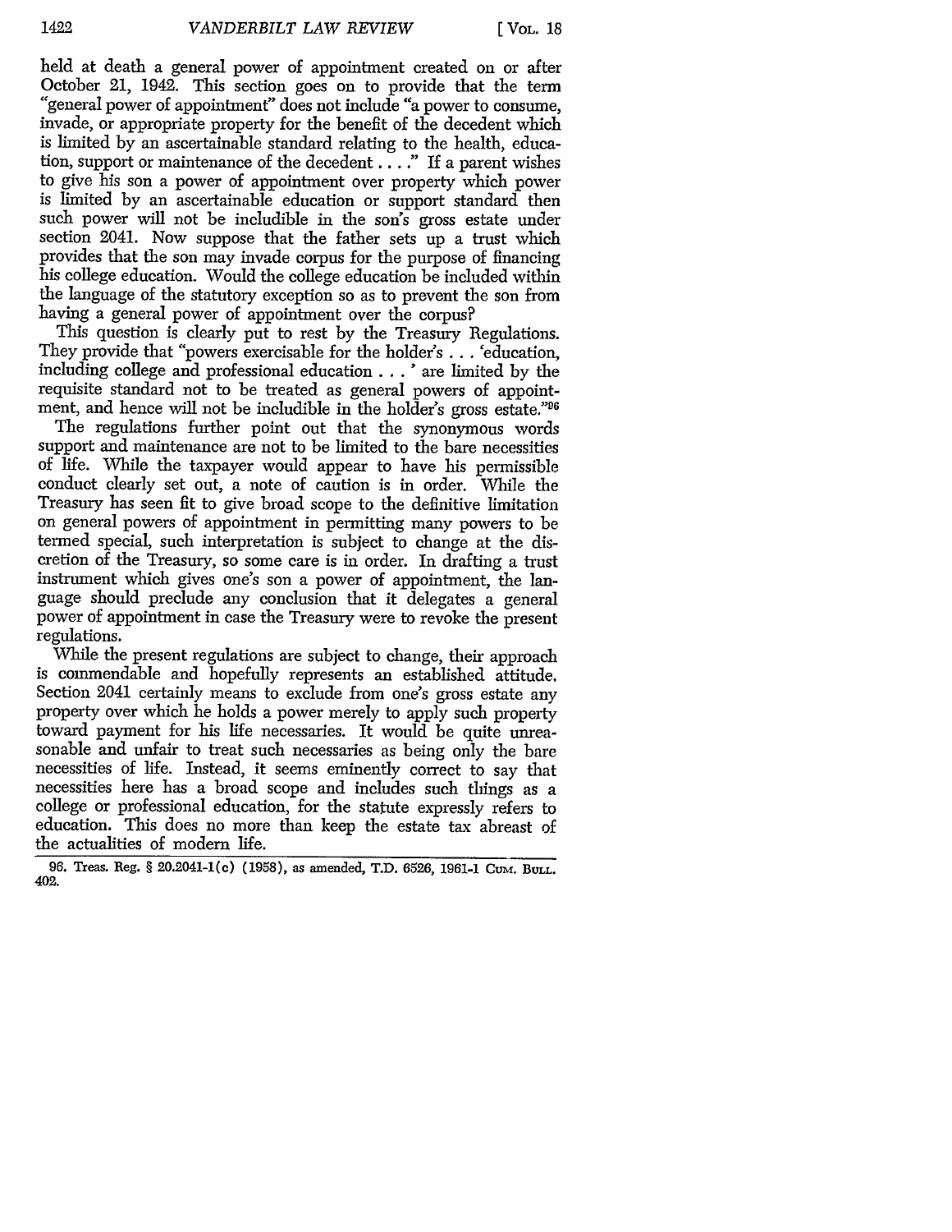held at death a general power of appointment created on or after October 21, 1942. This section goes on to provide that the term "general power of appointment" does not include "a power to consume, invade, or appropriate property for the benefit of the decedent which is limited by an ascertainable standard relating to the health, education, support or maintenance of the decedent . . . ." If a parent wishes to give his son a power of appointment over property which power is limited by an ascertainable education or support standard then such power will not be includible in the son's gross estate under section 2041. Now suppose that the father sets up a trust which provides that the son may invade corpus for the purpose of financing his college education. Would the college education be included within the language of the statutory exception so as to prevent the son from having a general power of appointment over the corpus?

This question is clearly put to rest by the Treasury Regulations. They provide that "powers exercisable for the holder's . . . 'education, including college and professional education . . .' are limited by the requisite standard not to be treated as general powers of appointment, and hence will not be includible in the holder's gross estate."[96]

The regulations further point out that the synonymous words support and maintenance are not to be limited to the bare necessities of life. While the taxpayer would appear to have his permissible conduct clearly set out, a note of caution is in order. While the Treasury has seen fit to give broad scope to the definitive limitation on general powers of appointment in permitting many powers to be termed special, such interpretation is subject to change at the discretion of the Treasury, so some care is in order. In drafting a trust instrument which gives one's son a power of appointment, the language should preclude any conclusion that it delegates a general power of appointment in case the Treasury were to revoke the present regulations.

While the present regulations are subject to change, their approach is commendable and hopefully represents an established attitude. Section 2041 certainly means to exclude from one's gross estate any property over which he holds a power merely to apply such property toward payment for his life necessaries. It would be quite unreasonable and unfair to treat such necessaries as being only the bare necessities of life. Instead, it seems eminently correct to say that necessities here has a broad scope and includes such things as a college or professional education, for the statute expressly refers to education. This does no more than keep the estate tax abreast of the actualities of modern life.

---

96. Treas. Reg. § 20.2041-1(c) (1958), as amended, T.D. 6526, 1961-1 CUM. BULL. 402.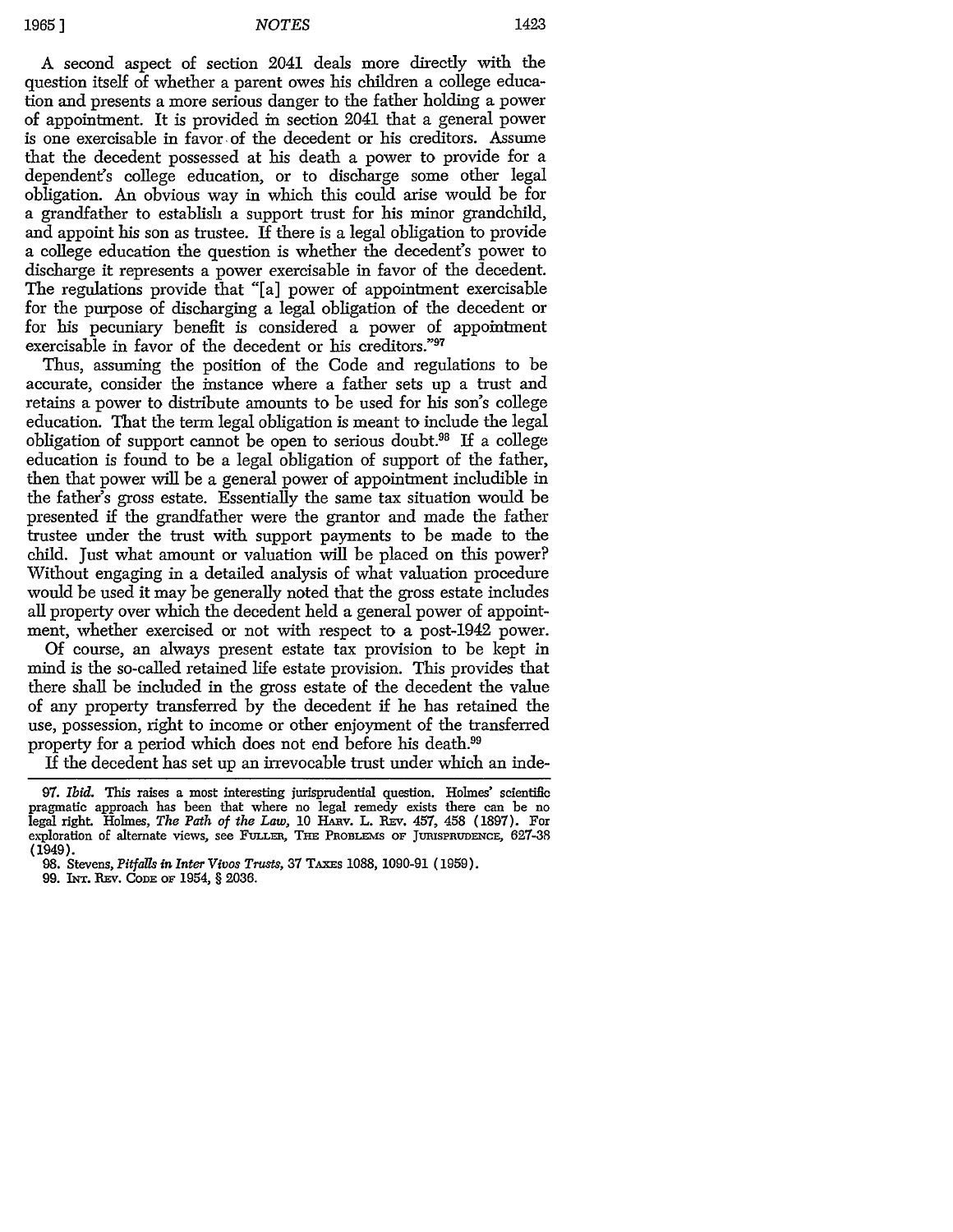A second aspect of section 2041 deals more directly with the question itself of whether a parent owes his children a college education and presents a more serious danger to the father holding a power of appointment. It is provided in section 2041 that a general power is one exercisable in favor of the decedent or his creditors. Assume that the decedent possessed at his death a power to provide for a dependent's college education, or to discharge some other legal obligation. An obvious way in which this could arise would be for a grandfather to establish a support trust for his minor grandchild, and appoint his son as trustee. If there is a legal obligation to provide a college education the question is whether the decedent's power to discharge it represents a power exercisable in favor of the decedent. The regulations provide that "[a] power of appointment exercisable for the purpose of discharging a legal obligation of the decedent or for his pecuniary benefit is considered a power of appointment exercisable in favor of the decedent or his creditors."[97]

Thus, assuming the position of the Code and regulations to be accurate, consider the instance where a father sets up a trust and retains a power to distribute amounts to be used for his son's college education. That the term legal obligation is meant to include the legal obligation of support cannot be open to serious doubt.[98] If a college education is found to be a legal obligation of support of the father, then that power will be a general power of appointment includible in the father's gross estate. Essentially the same tax situation would be presented if the grandfather were the grantor and made the father trustee under the trust with support payments to be made to the child. Just what amount or valuation will be placed on this power? Without engaging in a detailed analysis of what valuation procedure would be used it may be generally noted that the gross estate includes all property over which the decedent held a general power of appointment, whether exercised or not with respect to a post-1942 power.

Of course, an always present estate tax provision to be kept in mind is the so-called retained life estate provision. This provides that there shall be included in the gross estate of the decedent the value of any property transferred by the decedent if he has retained the use, possession, right to income or other enjoyment of the transferred property for a period which does not end before his death.[99]

If the decedent has set up an irrevocable trust under which an inde-

---

97. *Ibid.* This raises a most interesting jurisprudential question. Holmes' scientific pragmatic approach has been that where no legal remedy exists there can be no legal right. Holmes, *The Path of the Law,* 10 HARV. L. REV. 457, 458 (1897). For exploration of alternate views, see FULLER, THE PROBLEMS OF JURISPRUDENCE, 627-38 (1949).

98. Stevens, *Pitfalls in Inter Vivos Trusts,* 37 TAXES 1088, 1090-91 (1959).

99. INT. REV. CODE OF 1954, § 2036.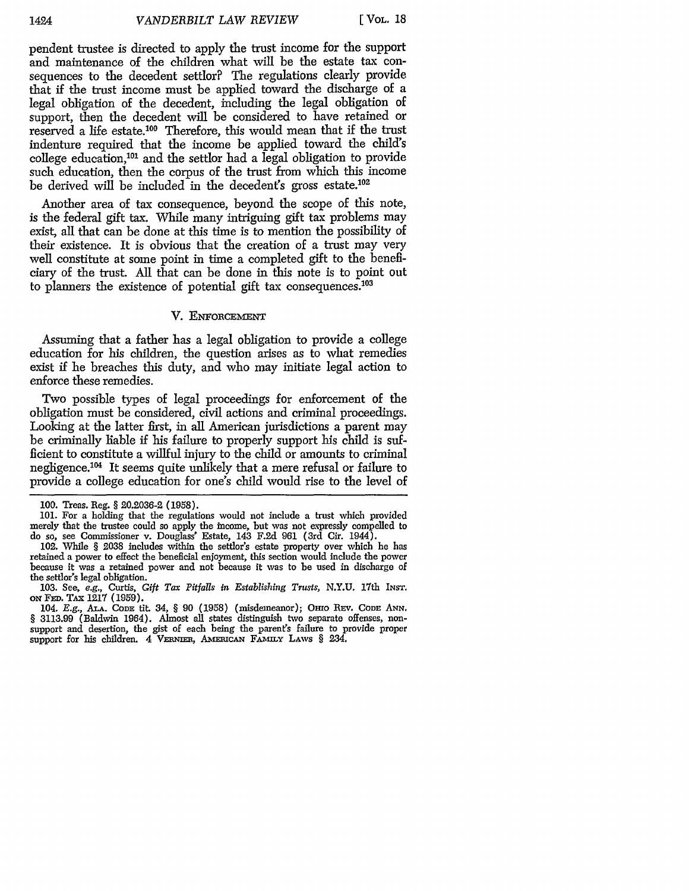pendent trustee is directed to apply the trust income for the support and maintenance of the children what will be the estate tax consequences to the decedent settlor? The regulations clearly provide that if the trust income must be applied toward the discharge of a legal obligation of the decedent, including the legal obligation of support, then the decedent will be considered to have retained or reserved a life estate.[100] Therefore, this would mean that if the trust indenture required that the income be applied toward the child's college education,[101] and the settlor had a legal obligation to provide such education, then the corpus of the trust from which this income be derived will be included in the decedent's gross estate.[102]

Another area of tax consequence, beyond the scope of this note, is the federal gift tax. While many intriguing gift tax problems may exist, all that can be done at this time is to mention the possibility of their existence. It is obvious that the creation of a trust may very well constitute at some point in time a completed gift to the beneficiary of the trust. All that can be done in this note is to point out to planners the existence of potential gift tax consequences.[103]

## V. Enforcement

Assuming that a father has a legal obligation to provide a college education for his children, the question arises as to what remedies exist if he breaches this duty, and who may initiate legal action to enforce these remedies.

Two possible types of legal proceedings for enforcement of the obligation must be considered, civil actions and criminal proceedings. Looking at the latter first, in all American jurisdictions a parent may be criminally liable if his failure to properly support his child is sufficient to constitute a willful injury to the child or amounts to criminal negligence.[104] It seems quite unlikely that a mere refusal or failure to provide a college education for one's child would rise to the level of

---

100. Treas. Reg. § 20.2036-2 (1958).

101. For a holding that the regulations would not include a trust which provided merely that the trustee could so apply the income, but was not expressly compelled to do so, see Commissioner v. Douglass' Estate, 143 F.2d 961 (3rd Cir. 1944).

102. While § 2038 includes within the settlor's estate property over which he has retained a power to effect the beneficial enjoyment, this section would include the power because it was a retained power and not because it was to be used in discharge of the settlor's legal obligation.

103. See, *e.g.*, Curtis, *Gift Tax Pitfalls in Establishing Trusts*, N.Y.U. 17th Inst. on Fed. Tax 1217 (1959).

104. *E.g.*, Ala. Code tit. 34, § 90 (1958) (misdemeanor); Ohio Rev. Code Ann. § 3113.99 (Baldwin 1964). Almost all states distinguish two separate offenses, nonsupport and desertion, the gist of each being the parent's failure to provide proper support for his children. 4 Vernier, American Family Laws § 234.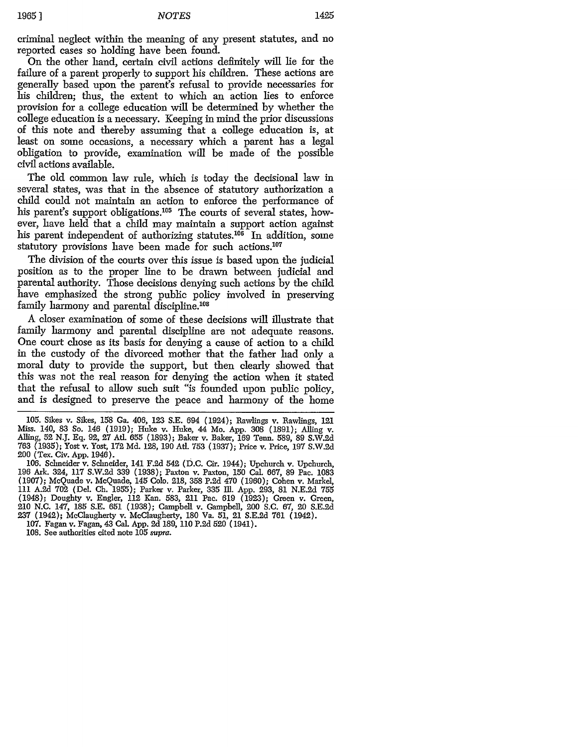criminal neglect within the meaning of any present statutes, and no reported cases so holding have been found.

On the other hand, certain civil actions definitely will lie for the failure of a parent properly to support his children. These actions are generally based upon the parent's refusal to provide necessaries for his children; thus, the extent to which an action lies to enforce provision for a college education will be determined by whether the college education is a necessary. Keeping in mind the prior discussions of this note and thereby assuming that a college education is, at least on some occasions, a necessary which a parent has a legal obligation to provide, examination will be made of the possible civil actions available.

The old common law rule, which is today the decisional law in several states, was that in the absence of statutory authorization a child could not maintain an action to enforce the performance of his parent's support obligations.[105] The courts of several states, however, have held that a child may maintain a support action against his parent independent of authorizing statutes.[106] In addition, some statutory provisions have been made for such actions.[107]

The division of the courts over this issue is based upon the judicial position as to the proper line to be drawn between judicial and parental authority. Those decisions denying such actions by the child have emphasized the strong public policy involved in preserving family harmony and parental discipline.[108]

A closer examination of some of these decisions will illustrate that family harmony and parental discipline are not adequate reasons. One court chose as its basis for denying a cause of action to a child in the custody of the divorced mother that the father had only a moral duty to provide the support, but then clearly showed that this was not the real reason for denying the action when it stated that the refusal to allow such suit "is founded upon public policy, and is designed to preserve the peace and harmony of the home

---

105. Sikes v. Sikes, 158 Ga. 406, 123 S.E. 694 (1924); Rawlings v. Rawlings, 121 Miss. 140, 83 So. 146 (1919); Huke v. Huke, 44 Mo. App. 308 (1891); Alling v. Alling, 52 N.J. Eq. 92, 27 Atl. 655 (1893); Baker v. Baker, 169 Tenn. 589, 89 S.W.2d 763 (1935); Yost v. Yost, 172 Md. 128, 190 Atl. 753 (1937); Price v. Price, 197 S.W.2d 200 (Tex. Civ. App. 1946).

106. Schneider v. Schneider, 141 F.2d 542 (D.C. Cir. 1944); Upchurch v. Upchurch, 196 Ark. 324, 117 S.W.2d 339 (1938); Paxton v. Paxton, 150 Cal. 667, 89 Pac. 1083 (1907); McQuade v. McQuade, 145 Colo. 218, 358 P.2d 470 (1960); Cohen v. Markel, 111 A.2d 702 (Del. Ch. 1955); Parker v. Parker, 335 Ill. App. 293, 81 N.E.2d 755 (1948); Doughty v. Engler, 112 Kan. 583, 211 Pac. 619 (1923); Green v. Green, 210 N.C. 147, 185 S.E. 651 (1938); Campbell v. Gampbell, 200 S.C. 67, 20 S.E.2d 237 (1942); McClaugherty v. McClaugherty, 180 Va. 51, 21 S.E.2d 761 (1942).

107. Fagan v. Fagan, 43 Cal. App. 2d 189, 110 P.2d 520 (1941).

108. See authorities cited note 105 *supra*.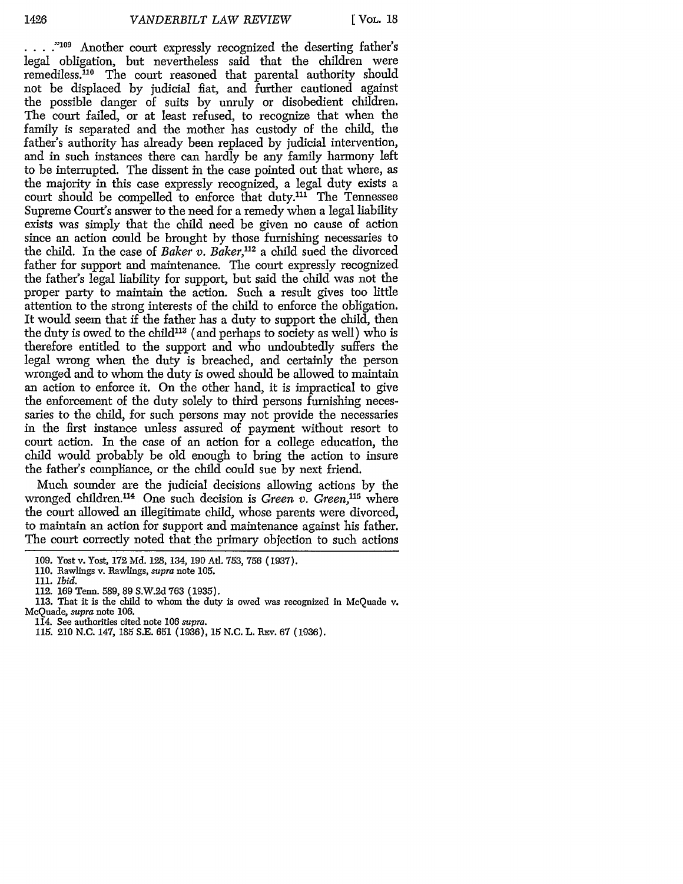. . . ."[109] Another court expressly recognized the deserting father's legal obligation, but nevertheless said that the children were remediless.[110] The court reasoned that parental authority should not be displaced by judicial fiat, and further cautioned against the possible danger of suits by unruly or disobedient children. The court failed, or at least refused, to recognize that when the family is separated and the mother has custody of the child, the father's authority has already been replaced by judicial intervention, and in such instances there can hardly be any family harmony left to be interrupted. The dissent in the case pointed out that where, as the majority in this case expressly recognized, a legal duty exists a court should be compelled to enforce that duty.[111] The Tennessee Supreme Court's answer to the need for a remedy when a legal liability exists was simply that the child need be given no cause of action since an action could be brought by those furnishing necessaries to the child. In the case of *Baker v. Baker*,[112] a child sued the divorced father for support and maintenance. The court expressly recognized the father's legal liability for support, but said the child was not the proper party to maintain the action. Such a result gives too little attention to the strong interests of the child to enforce the obligation. It would seem that if the father has a duty to support the child, then the duty is owed to the child[113] (and perhaps to society as well) who is therefore entitled to the support and who undoubtedly suffers the legal wrong when the duty is breached, and certainly the person wronged and to whom the duty is owed should be allowed to maintain an action to enforce it. On the other hand, it is impractical to give the enforcement of the duty solely to third persons furnishing necessaries to the child, for such persons may not provide the necessaries in the first instance unless assured of payment without resort to court action. In the case of an action for a college education, the child would probably be old enough to bring the action to insure the father's compliance, or the child could sue by next friend.

Much sounder are the judicial decisions allowing actions by the wronged children.[114] One such decision is *Green v. Green*,[115] where the court allowed an illegitimate child, whose parents were divorced, to maintain an action for support and maintenance against his father. The court correctly noted that the primary objection to such actions

---

109. Yost v. Yost, 172 Md. 128, 134, 190 Atl. 753, 756 (1937).

110. Rawlings v. Rawlings, *supra* note 105.

111. *Ibid.*

112. 169 Tenn. 589, 89 S.W.2d 763 (1935).

113. That it is the child to whom the duty is owed was recognized in McQuade v. McQuade, *supra* note 106.

114. See authorities cited note 106 *supra*.

115. 210 N.C. 147, 185 S.E. 651 (1936), 15 N.C. L. Rev. 67 (1936).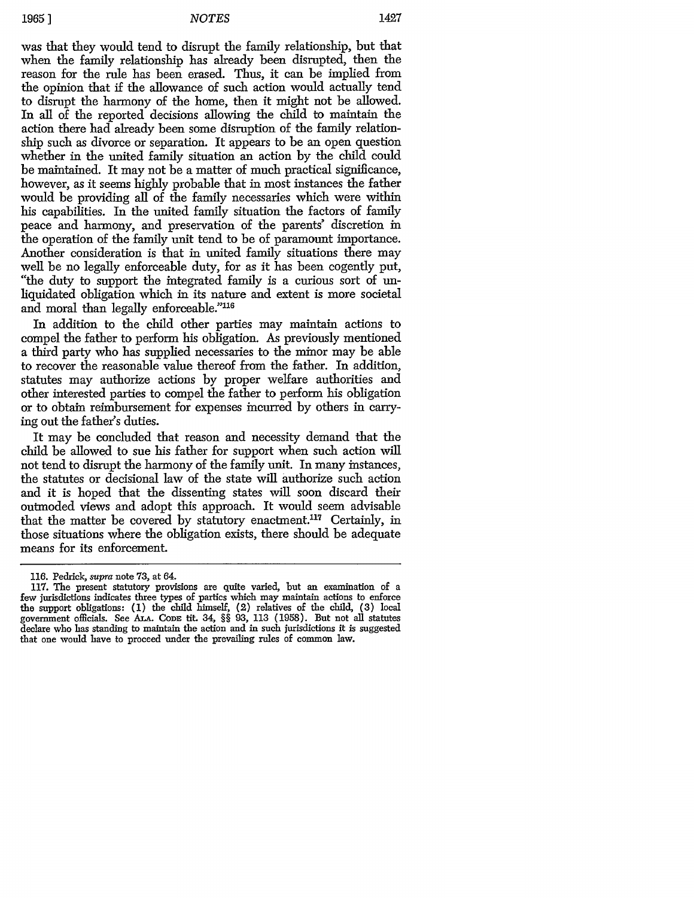was that they would tend to disrupt the family relationship, but that when the family relationship has already been disrupted, then the reason for the rule has been erased. Thus, it can be implied from the opinion that if the allowance of such action would actually tend to disrupt the harmony of the home, then it might not be allowed. In all of the reported decisions allowing the child to maintain the action there had already been some disruption of the family relationship such as divorce or separation. It appears to be an open question whether in the united family situation an action by the child could be maintained. It may not be a matter of much practical significance, however, as it seems highly probable that in most instances the father would be providing all of the family necessaries which were within his capabilities. In the united family situation the factors of family peace and harmony, and preservation of the parents' discretion in the operation of the family unit tend to be of paramount importance. Another consideration is that in united family situations there may well be no legally enforceable duty, for as it has been cogently put, "the duty to support the integrated family is a curious sort of unliquidated obligation which in its nature and extent is more societal and moral than legally enforceable."[116]

In addition to the child other parties may maintain actions to compel the father to perform his obligation. As previously mentioned a third party who has supplied necessaries to the minor may be able to recover the reasonable value thereof from the father. In addition, statutes may authorize actions by proper welfare authorities and other interested parties to compel the father to perform his obligation or to obtain reimbursement for expenses incurred by others in carrying out the father's duties.

It may be concluded that reason and necessity demand that the child be allowed to sue his father for support when such action will not tend to disrupt the harmony of the family unit. In many instances, the statutes or decisional law of the state will authorize such action and it is hoped that the dissenting states will soon discard their outmoded views and adopt this approach. It would seem advisable that the matter be covered by statutory enactment.[117] Certainly, in those situations where the obligation exists, there should be adequate means for its enforcement.

---

116. Pedrick, *supra* note 73, at 64.

117. The present statutory provisions are quite varied, but an examination of a few jurisdictions indicates three types of parties which may maintain actions to enforce the support obligations: (1) the child himself, (2) relatives of the child, (3) local government officials. See ALA. CODE tit. 34, §§ 93, 113 (1958). But not all statutes declare who has standing to maintain the action and in such jurisdictions it is suggested that one would have to proceed under the prevailing rules of common law.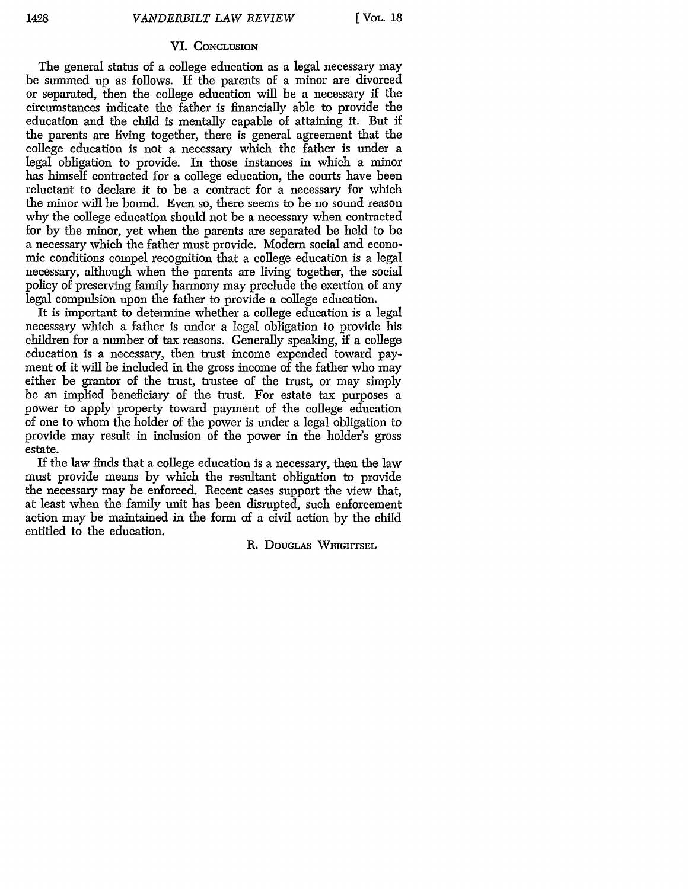## VI. Conclusion

The general status of a college education as a legal necessary may be summed up as follows. If the parents of a minor are divorced or separated, then the college education will be a necessary if the circumstances indicate the father is financially able to provide the education and the child is mentally capable of attaining it. But if the parents are living together, there is general agreement that the college education is not a necessary which the father is under a legal obligation to provide. In those instances in which a minor has himself contracted for a college education, the courts have been reluctant to declare it to be a contract for a necessary for which the minor will be bound. Even so, there seems to be no sound reason why the college education should not be a necessary when contracted for by the minor, yet when the parents are separated be held to be a necessary which the father must provide. Modern social and economic conditions compel recognition that a college education is a legal necessary, although when the parents are living together, the social policy of preserving family harmony may preclude the exertion of any legal compulsion upon the father to provide a college education.

It is important to determine whether a college education is a legal necessary which a father is under a legal obligation to provide his children for a number of tax reasons. Generally speaking, if a college education is a necessary, then trust income expended toward payment of it will be included in the gross income of the father who may either be grantor of the trust, trustee of the trust, or may simply be an implied beneficiary of the trust. For estate tax purposes a power to apply property toward payment of the college education of one to whom the holder of the power is under a legal obligation to provide may result in inclusion of the power in the holder's gross estate.

If the law finds that a college education is a necessary, then the law must provide means by which the resultant obligation to provide the necessary may be enforced. Recent cases support the view that, at least when the family unit has been disrupted, such enforcement action may be maintained in the form of a civil action by the child entitled to the education.

R. Douglas Wrightsel